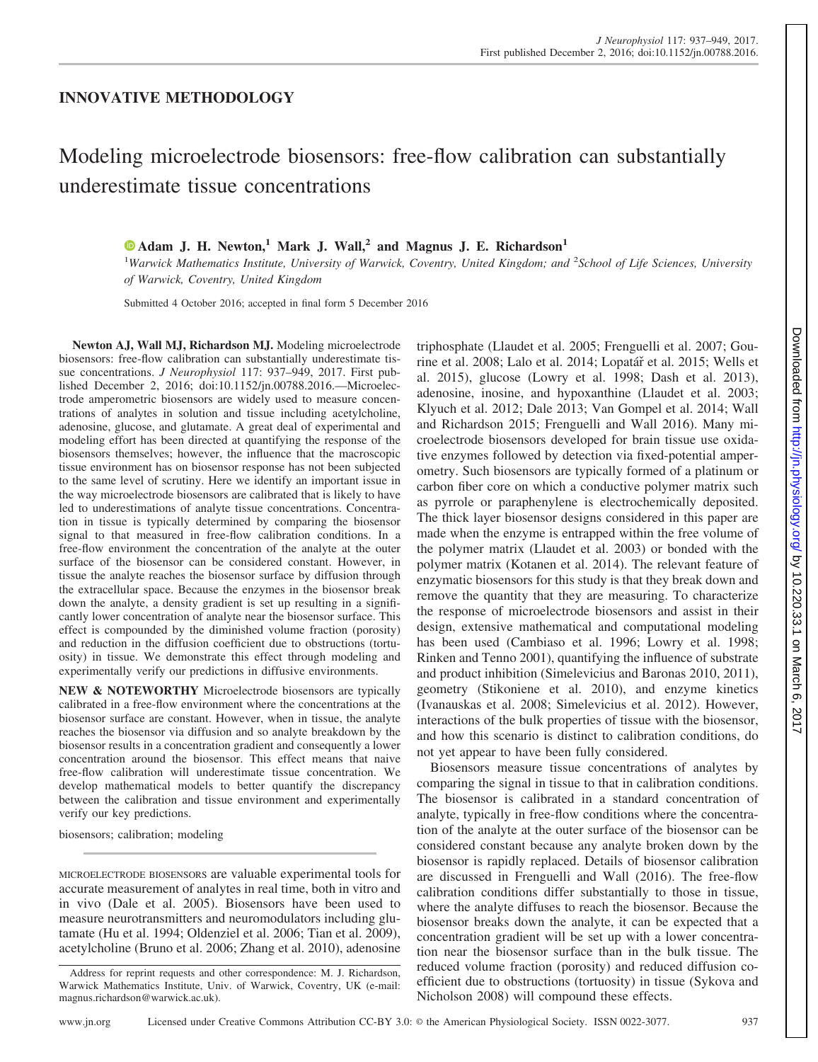## INNOVATIVE METHODOLOGY

# Modeling microelectrode biosensors: free-flow calibration can substantially underestimate tissue concentrations

**Adam J. H. Newton,[1] Mark J. Wall,[2] and Magnus J. E. Richardson[1]**

[1]*Warwick Mathematics Institute, University of Warwick, Coventry, United Kingdom; and* [2]*School of Life Sciences, University of Warwick, Coventry, United Kingdom*

Submitted 4 October 2016; accepted in final form 5 December 2016

**Newton AJ, Wall MJ, Richardson MJ.** Modeling microelectrode biosensors: free-flow calibration can substantially underestimate tissue concentrations. *J Neurophysiol* 117: 937–949, 2017. First published December 2, 2016; doi:10.1152/jn.00788.2016.—Microelectrode amperometric biosensors are widely used to measure concentrations of analytes in solution and tissue including acetylcholine, adenosine, glucose, and glutamate. A great deal of experimental and modeling effort has been directed at quantifying the response of the biosensors themselves; however, the influence that the macroscopic tissue environment has on biosensor response has not been subjected to the same level of scrutiny. Here we identify an important issue in the way microelectrode biosensors are calibrated that is likely to have led to underestimations of analyte tissue concentrations. Concentration in tissue is typically determined by comparing the biosensor signal to that measured in free-flow calibration conditions. In a free-flow environment the concentration of the analyte at the outer surface of the biosensor can be considered constant. However, in tissue the analyte reaches the biosensor surface by diffusion through the extracellular space. Because the enzymes in the biosensor break down the analyte, a density gradient is set up resulting in a significantly lower concentration of analyte near the biosensor surface. This effect is compounded by the diminished volume fraction (porosity) and reduction in the diffusion coefficient due to obstructions (tortuosity) in tissue. We demonstrate this effect through modeling and experimentally verify our predictions in diffusive environments.

**NEW & NOTEWORTHY** Microelectrode biosensors are typically calibrated in a free-flow environment where the concentrations at the biosensor surface are constant. However, when in tissue, the analyte reaches the biosensor via diffusion and so analyte breakdown by the biosensor results in a concentration gradient and consequently a lower concentration around the biosensor. This effect means that naive free-flow calibration will underestimate tissue concentration. We develop mathematical models to better quantify the discrepancy between the calibration and tissue environment and experimentally verify our key predictions.

biosensors; calibration; modeling

MICROELECTRODE BIOSENSORS are valuable experimental tools for accurate measurement of analytes in real time, both in vitro and in vivo (Dale et al. 2005). Biosensors have been used to measure neurotransmitters and neuromodulators including glutamate (Hu et al. 1994; Oldenziel et al. 2006; Tian et al. 2009), acetylcholine (Bruno et al. 2006; Zhang et al. 2010), adenosine triphosphate (Llaudet et al. 2005; Frenguelli et al. 2007; Gourine et al. 2008; Lalo et al. 2014; Lopatář et al. 2015; Wells et al. 2015), glucose (Lowry et al. 1998; Dash et al. 2013), adenosine, inosine, and hypoxanthine (Llaudet et al. 2003; Klyuch et al. 2012; Dale 2013; Van Gompel et al. 2014; Wall and Richardson 2015; Frenguelli and Wall 2016). Many microelectrode biosensors developed for brain tissue use oxidative enzymes followed by detection via fixed-potential amperometry. Such biosensors are typically formed of a platinum or carbon fiber core on which a conductive polymer matrix such as pyrrole or paraphenylene is electrochemically deposited. The thick layer biosensor designs considered in this paper are made when the enzyme is entrapped within the free volume of the polymer matrix (Llaudet et al. 2003) or bonded with the polymer matrix (Kotanen et al. 2014). The relevant feature of enzymatic biosensors for this study is that they break down and remove the quantity that they are measuring. To characterize the response of microelectrode biosensors and assist in their design, extensive mathematical and computational modeling has been used (Cambiaso et al. 1996; Lowry et al. 1998; Rinken and Tenno 2001), quantifying the influence of substrate and product inhibition (Simelevicius and Baronas 2010, 2011), geometry (Stikoniene et al. 2010), and enzyme kinetics (Ivanauskas et al. 2008; Simelevicius et al. 2012). However, interactions of the bulk properties of tissue with the biosensor, and how this scenario is distinct to calibration conditions, do not yet appear to have been fully considered.

Biosensors measure tissue concentrations of analytes by comparing the signal in tissue to that in calibration conditions. The biosensor is calibrated in a standard concentration of analyte, typically in free-flow conditions where the concentration of the analyte at the outer surface of the biosensor can be considered constant because any analyte broken down by the biosensor is rapidly replaced. Details of biosensor calibration are discussed in Frenguelli and Wall (2016). The free-flow calibration conditions differ substantially to those in tissue, where the analyte diffuses to reach the biosensor. Because the biosensor breaks down the analyte, it can be expected that a concentration gradient will be set up with a lower concentration near the biosensor surface than in the bulk tissue. The reduced volume fraction (porosity) and reduced diffusion coefficient due to obstructions (tortuosity) in tissue (Sykova and Nicholson 2008) will compound these effects.

Address for reprint requests and other correspondence: M. J. Richardson, Warwick Mathematics Institute, Univ. of Warwick, Coventry, UK (e-mail: magnus.richardson@warwick.ac.uk).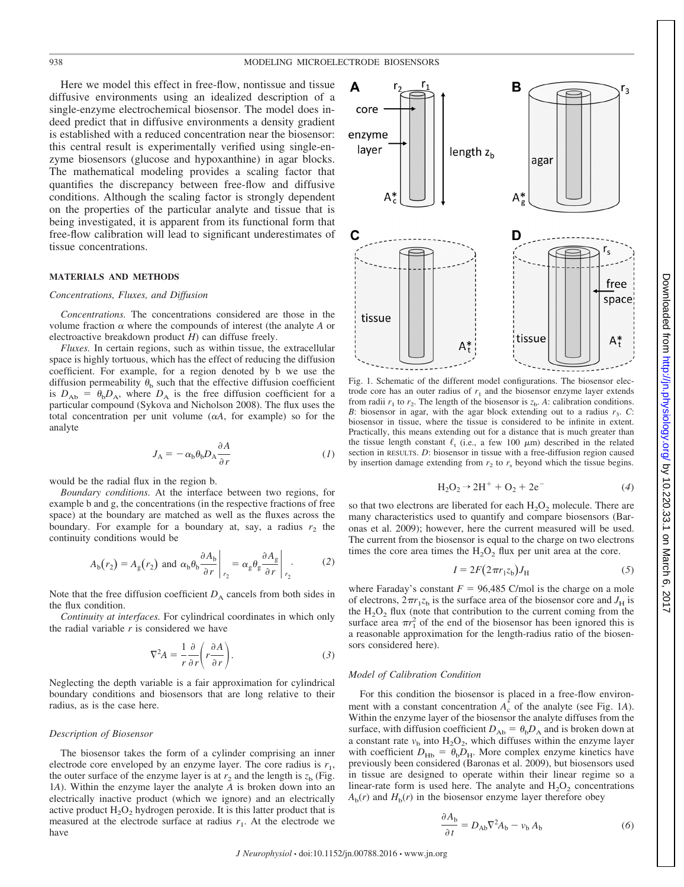Here we model this effect in free-flow, nontissue and tissue diffusive environments using an idealized description of a single-enzyme electrochemical biosensor. The model does indeed predict that in diffusive environments a density gradient is established with a reduced concentration near the biosensor: this central result is experimentally verified using single-enzyme biosensors (glucose and hypoxanthine) in agar blocks. The mathematical modeling provides a scaling factor that quantifies the discrepancy between free-flow and diffusive conditions. Although the scaling factor is strongly dependent on the properties of the particular analyte and tissue that is being investigated, it is apparent from its functional form that free-flow calibration will lead to significant underestimates of tissue concentrations.

## MATERIALS AND METHODS

### Concentrations, Fluxes, and Diffusion

*Concentrations.* The concentrations considered are those in the volume fraction $\alpha$ where the compounds of interest (the analyte $A$ or electroactive breakdown product $H$) can diffuse freely.

*Fluxes.* In certain regions, such as within tissue, the extracellular space is highly tortuous, which has the effect of reducing the diffusion coefficient. For example, for a region denoted by b we use the diffusion permeability $\theta_b$ such that the effective diffusion coefficient is $D_{Ab} = \theta_b D_A$, where $D_A$ is the free diffusion coefficient for a particular compound (Sykova and Nicholson 2008). The flux uses the total concentration per unit volume ($\alpha A$, for example) so for the analyte

$$J_A = -\alpha_b \theta_b D_A \frac{\partial A}{\partial r} \tag{1}$$

would be the radial flux in the region b.

*Boundary conditions.* At the interface between two regions, for example b and g, the concentrations (in the respective fractions of free space) at the boundary are matched as well as the fluxes across the boundary. For example for a boundary at, say, a radius $r_2$ the continuity conditions would be

$$A_b(r_2) = A_g(r_2) \text{ and } \alpha_b \theta_b \frac{\partial A_b}{\partial r}\bigg|_{r_2} = \alpha_g \theta_g \frac{\partial A_g}{\partial r}\bigg|_{r_2}. \tag{2}$$

Note that the free diffusion coefficient $D_A$ cancels from both sides in the flux condition.

*Continuity at interfaces.* For cylindrical coordinates in which only the radial variable $r$ is considered we have

$$\nabla^2 A = \frac{1}{r}\frac{\partial}{\partial r}\left(r\frac{\partial A}{\partial r}\right). \tag{3}$$

Neglecting the depth variable is a fair approximation for cylindrical boundary conditions and biosensors that are long relative to their radius, as is the case here.

### Description of Biosensor

The biosensor takes the form of a cylinder comprising an inner electrode core enveloped by an enzyme layer. The core radius is $r_1$, the outer surface of the enzyme layer is at $r_2$ and the length is $z_b$ (Fig. 1*A*). Within the enzyme layer the analyte $A$ is broken down into an electrically inactive product (which we ignore) and an electrically active product $H_2O_2$ hydrogen peroxide. It is this latter product that is measured at the electrode surface at radius $r_1$. At the electrode we have

Fig. 1. Schematic of the different model configurations. The biosensor electrode core has an outer radius of $r_1$ and the biosensor enzyme layer extends from radii $r_1$ to $r_2$. The length of the biosensor is $z_b$. *A*: calibration conditions. *B*: biosensor in agar, with the agar block extending out to a radius $r_3$. *C*: biosensor in tissue, where the tissue is considered to be infinite in extent. Practically, this means extending out for a distance that is much greater than the tissue length constant $\ell_t$ (i.e., a few 100 $\mu$m) described in the related section in RESULTS. *D*: biosensor in tissue with a free-diffusion region caused by insertion damage extending from $r_2$ to $r_s$ beyond which the tissue begins.

$$H_2O_2 \rightarrow 2H^+ + O_2 + 2e^- \tag{4}$$

so that two electrons are liberated for each $H_2O_2$ molecule. There are many characteristics used to quantify and compare biosensors (Baronas et al. 2009); however, here the current measured will be used. The current from the biosensor is equal to the charge on two electrons times the core area times the $H_2O_2$ flux per unit area at the core.

$$I = 2F(2\pi r_1 z_b)J_H \tag{5}$$

where Faraday's constant $F = 96{,}485$ C/mol is the charge on a mole of electrons, $2\pi r_1 z_b$ is the surface area of the biosensor core and $J_H$ is the $H_2O_2$ flux (note that contribution to the current coming from the surface area $\pi r_1^2$ of the end of the biosensor has been ignored this is a reasonable approximation for the length-radius ratio of the biosensors considered here).

### Model of Calibration Condition

For this condition the biosensor is placed in a free-flow environment with a constant concentration $A_c^*$ of the analyte (see Fig. 1*A*). Within the enzyme layer of the biosensor the analyte diffuses from the surface, with diffusion coefficient $D_{Ab} = \theta_b D_A$ and is broken down at a constant rate $v_b$ into $H_2O_2$, which diffuses within the enzyme layer with coefficient $D_{Hb} = \theta_b D_H$. More complex enzyme kinetics have previously been considered (Baronas et al. 2009), but biosensors used in tissue are designed to operate within their linear regime so a linear-rate form is used here. The analyte and $H_2O_2$ concentrations $A_b(r)$ and $H_b(r)$ in the biosensor enzyme layer therefore obey

$$\frac{\partial A_b}{\partial t} = D_{Ab}\nabla^2 A_b - v_b A_b \tag{6}$$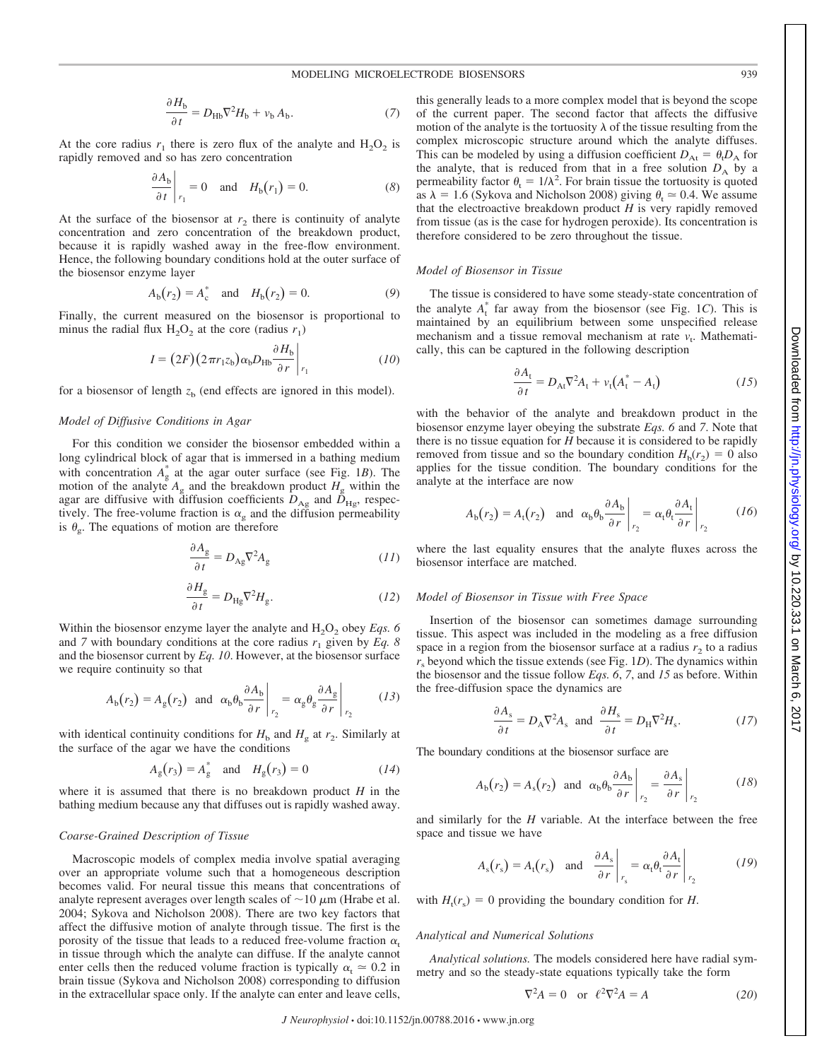$$\frac{\partial H_b}{\partial t} = D_{Hb}\nabla^2 H_b + v_b A_b. \tag{7}$$

At the core radius $r_1$ there is zero flux of the analyte and $H_2O_2$ is rapidly removed and so has zero concentration

$$\left.\frac{\partial A_b}{\partial t}\right|_{r_1} = 0 \quad \text{and} \quad H_b(r_1) = 0. \tag{8}$$

At the surface of the biosensor at $r_2$ there is continuity of analyte concentration and zero concentration of the breakdown product, because it is rapidly washed away in the free-flow environment. Hence, the following boundary conditions hold at the outer surface of the biosensor enzyme layer

$$A_b(r_2) = A_c^* \quad \text{and} \quad H_b(r_2) = 0. \tag{9}$$

Finally, the current measured on the biosensor is proportional to minus the radial flux $H_2O_2$ at the core (radius $r_1$)

$$I = (2F)(2\pi r_1 z_b)\alpha_b D_{Hb} \left.\frac{\partial H_b}{\partial r}\right|_{r_1} \tag{10}$$

for a biosensor of length $z_b$ (end effects are ignored in this model).

### Model of Diffusive Conditions in Agar

For this condition we consider the biosensor embedded within a long cylindrical block of agar that is immersed in a bathing medium with concentration $A_g^*$ at the agar outer surface (see Fig. 1*B*). The motion of the analyte $A_g$ and the breakdown product $H_g$ within the agar are diffusive with diffusion coefficients $D_{Ag}$ and $D_{Hg}$, respectively. The free-volume fraction is $\alpha_g$ and the diffusion permeability is $\theta_g$. The equations of motion are therefore

$$\frac{\partial A_g}{\partial t} = D_{Ag}\nabla^2 A_g \tag{11}$$

$$\frac{\partial H_g}{\partial t} = D_{Hg}\nabla^2 H_g. \tag{12}$$

Within the biosensor enzyme layer the analyte and $H_2O_2$ obey *Eqs. 6* and *7* with boundary conditions at the core radius $r_1$ given by *Eq. 8* and the biosensor current by *Eq. 10*. However, at the biosensor surface we require continuity so that

$$A_b(r_2) = A_g(r_2) \quad \text{and} \quad \alpha_b\theta_b \left.\frac{\partial A_b}{\partial r}\right|_{r_2} = \alpha_g\theta_g \left.\frac{\partial A_g}{\partial r}\right|_{r_2} \tag{13}$$

with identical continuity conditions for $H_b$ and $H_g$ at $r_2$. Similarly at the surface of the agar we have the conditions

$$A_g(r_3) = A_g^* \quad \text{and} \quad H_g(r_3) = 0 \tag{14}$$

where it is assumed that there is no breakdown product $H$ in the bathing medium because any that diffuses out is rapidly washed away.

### Coarse-Grained Description of Tissue

Macroscopic models of complex media involve spatial averaging over an appropriate volume such that a homogeneous description becomes valid. For neural tissue this means that concentrations of analyte represent averages over length scales of $\sim$10 $\mu$m (Hrabe et al. 2004; Sykova and Nicholson 2008). There are two key factors that affect the diffusive motion of analyte through tissue. The first is the porosity of the tissue that leads to a reduced free-volume fraction $\alpha_t$ in tissue through which the analyte can diffuse. If the analyte cannot enter cells then the reduced volume fraction is typically $\alpha_t \simeq 0.2$ in brain tissue (Sykova and Nicholson 2008) corresponding to diffusion in the extracellular space only. If the analyte can enter and leave cells, this generally leads to a more complex model that is beyond the scope of the current paper. The second factor that affects the diffusive motion of the analyte is the tortuosity $\lambda$ of the tissue resulting from the complex microscopic structure around which the analyte diffuses. This can be modeled by using a diffusion coefficient $D_{At} = \theta_t D_A$ for the analyte, that is reduced from that in a free solution $D_A$ by a permeability factor $\theta_t = 1/\lambda^2$. For brain tissue the tortuosity is quoted as $\lambda = 1.6$ (Sykova and Nicholson 2008) giving $\theta_t \simeq 0.4$. We assume that the electroactive breakdown product $H$ is very rapidly removed from tissue (as is the case for hydrogen peroxide). Its concentration is therefore considered to be zero throughout the tissue.

### Model of Biosensor in Tissue

The tissue is considered to have some steady-state concentration of the analyte $A_t^*$ far away from the biosensor (see Fig. 1*C*). This is maintained by an equilibrium between some unspecified release mechanism and a tissue removal mechanism at rate $v_t$. Mathematically, this can be captured in the following description

$$\frac{\partial A_t}{\partial t} = D_{At}\nabla^2 A_t + v_t(A_t^* - A_t) \tag{15}$$

with the behavior of the analyte and breakdown product in the biosensor enzyme layer obeying the substrate *Eqs. 6* and *7*. Note that there is no tissue equation for $H$ because it is considered to be rapidly removed from tissue and so the boundary condition $H_b(r_2) = 0$ also applies for the tissue condition. The boundary conditions for the analyte at the interface are now

$$A_b(r_2) = A_t(r_2) \quad \text{and} \quad \alpha_b\theta_b \left.\frac{\partial A_b}{\partial r}\right|_{r_2} = \alpha_t\theta_t \left.\frac{\partial A_t}{\partial r}\right|_{r_2} \tag{16}$$

where the last equality ensures that the analyte fluxes across the biosensor interface are matched.

### Model of Biosensor in Tissue with Free Space

Insertion of the biosensor can sometimes damage surrounding tissue. This aspect was included in the modeling as a free diffusion space in a region from the biosensor surface at a radius $r_2$ to a radius $r_s$ beyond which the tissue extends (see Fig. 1*D*). The dynamics within the biosensor and the tissue follow *Eqs. 6*, *7*, and *15* as before. Within the free-diffusion space the dynamics are

$$\frac{\partial A_s}{\partial t} = D_A\nabla^2 A_s \quad \text{and} \quad \frac{\partial H_s}{\partial t} = D_H\nabla^2 H_s. \tag{17}$$

The boundary conditions at the biosensor surface are

$$A_b(r_2) = A_s(r_2) \quad \text{and} \quad \alpha_b\theta_b \left.\frac{\partial A_b}{\partial r}\right|_{r_2} = \left.\frac{\partial A_s}{\partial r}\right|_{r_2} \tag{18}$$

and similarly for the $H$ variable. At the interface between the free space and tissue we have

$$A_s(r_s) = A_t(r_s) \quad \text{and} \quad \left.\frac{\partial A_s}{\partial r}\right|_{r_s} = \alpha_t\theta_t \left.\frac{\partial A_t}{\partial r}\right|_{r_2} \tag{19}$$

with $H_t(r_s) = 0$ providing the boundary condition for $H$.

### Analytical and Numerical Solutions

*Analytical solutions.* The models considered here have radial symmetry and so the steady-state equations typically take the form

$$\nabla^2 A = 0 \quad \text{or} \quad \ell^2\nabla^2 A = A \tag{20}$$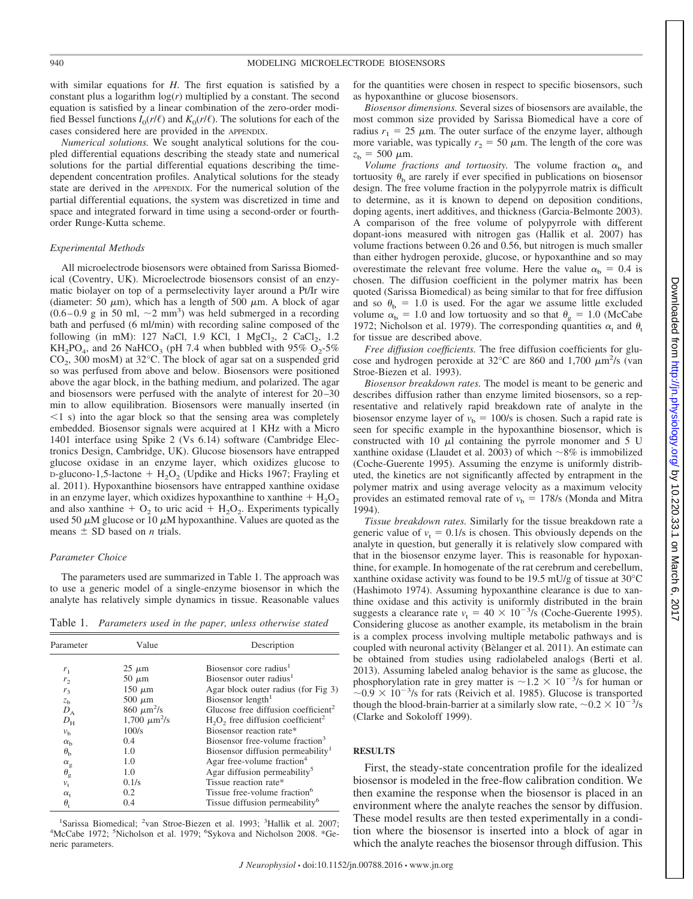with similar equations for $H$. The first equation is satisfied by a constant plus a logarithm $\log(r)$ multiplied by a constant. The second equation is satisfied by a linear combination of the zero-order modified Bessel functions $I_0(r/\ell)$ and $K_0(r/\ell)$. The solutions for each of the cases considered here are provided in the APPENDIX.

*Numerical solutions.* We sought analytical solutions for the coupled differential equations describing the steady state and numerical solutions for the partial differential equations describing the time-dependent concentration profiles. Analytical solutions for the steady state are derived in the APPENDIX. For the numerical solution of the partial differential equations, the system was discretized in time and space and integrated forward in time using a second-order or fourth-order Runge-Kutta scheme.

### Experimental Methods

All microelectrode biosensors were obtained from Sarissa Biomedical (Coventry, UK). Microelectrode biosensors consist of an enzymatic biolayer on top of a permselectivity layer around a Pt/Ir wire (diameter: 50 μm), which has a length of 500 μm. A block of agar (0.6–0.9 g in 50 ml, ~2 $mm^3$) was held submerged in a recording bath and perfused (6 ml/min) with recording saline composed of the following (in mM): 127 NaCl, 1.9 KCl, 1 $MgCl_2$, 2 $CaCl_2$, 1.2 $KH_2PO_4$, and 26 $NaHCO_3$ (pH 7.4 when bubbled with 95% $O_2$-5% $CO_2$, 300 mosM) at 32°C. The block of agar sat on a suspended grid so was perfused from above and below. Biosensors were positioned above the agar block, in the bathing medium, and polarized. The agar and biosensors were perfused with the analyte of interest for 20–30 min to allow equilibration. Biosensors were manually inserted (in <1 s) into the agar block so that the sensing area was completely embedded. Biosensor signals were acquired at 1 KHz with a Micro 1401 interface using Spike 2 (Vs 6.14) software (Cambridge Electronics Design, Cambridge, UK). Glucose biosensors have entrapped glucose oxidase in an enzyme layer, which oxidizes glucose to D-glucono-1,5-lactone + $H_2O_2$ (Updike and Hicks 1967; Frayling et al. 2011). Hypoxanthine biosensors have entrapped xanthine oxidase in an enzyme layer, which oxidizes hypoxanthine to xanthine + $H_2O_2$ and also xanthine + $O_2$ to uric acid + $H_2O_2$. Experiments typically used 50 μM glucose or 10 μM hypoxanthine. Values are quoted as the means ± SD based on $n$ trials.

### Parameter Choice

The parameters used are summarized in Table 1. The approach was to use a generic model of a single-enzyme biosensor in which the analyte has relatively simple dynamics in tissue. Reasonable values for the quantities were chosen in respect to specific biosensors, such as hypoxanthine or glucose biosensors.

Table 1. *Parameters used in the paper, unless otherwise stated*

| Parameter | Value | Description |
|---|---|---|
| $r_1$ | 25 μm | Biosensor core radius[1] |
| $r_2$ | 50 μm | Biosensor outer radius[1] |
| $r_3$ | 150 μm | Agar block outer radius (for Fig 3) |
| $z_b$ | 500 μm | Biosensor length[1] |
| $D_A$ | 860 $\mu m^2/s$ | Glucose free diffusion coefficient[2] |
| $D_H$ | 1,700 $\mu m^2/s$ | $H_2O_2$ free diffusion coefficient[2] |
| $v_b$ | 100/s | Biosensor reaction rate* |
| $\alpha_b$ | 0.4 | Biosensor free-volume fraction[3] |
| $\theta_b$ | 1.0 | Biosensor diffusion permeability[1] |
| $\alpha_g$ | 1.0 | Agar free-volume fraction[4] |
| $\theta_g$ | 1.0 | Agar diffusion permeability[5] |
| $v_t$ | 0.1/s | Tissue reaction rate* |
| $\alpha_t$ | 0.2 | Tissue free-volume fraction[6] |
| $\theta_t$ | 0.4 | Tissue diffusion permeability[6] |

[1]Sarissa Biomedical; [2]van Stroe-Biezen et al. 1993; [3]Hallik et al. 2007; [4]McCabe 1972; [5]Nicholson et al. 1979; [6]Sykova and Nicholson 2008. *Generic parameters.

*Biosensor dimensions.* Several sizes of biosensors are available, the most common size provided by Sarissa Biomedical have a core of radius $r_1$ = 25 μm. The outer surface of the enzyme layer, although more variable, was typically $r_2$ = 50 μm. The length of the core was $z_b$ = 500 μm.

*Volume fractions and tortuosity.* The volume fraction $\alpha_b$ and tortuosity $\theta_b$ are rarely if ever specified in publications on biosensor design. The free volume fraction in the polypyrrole matrix is difficult to determine, as it is known to depend on deposition conditions, doping agents, inert additives, and thickness (Garcia-Belmonte 2003). A comparison of the free volume of polypyrrole with different dopant-ions measured with nitrogen gas (Hallik et al. 2007) has volume fractions between 0.26 and 0.56, but nitrogen is much smaller than either hydrogen peroxide, glucose, or hypoxanthine and so may overestimate the relevant free volume. Here the value $\alpha_b$ = 0.4 is chosen. The diffusion coefficient in the polymer matrix has been quoted (Sarissa Biomedical) as being similar to that for free diffusion and so $\theta_b$ = 1.0 is used. For the agar we assume little excluded volume $\alpha_b$ = 1.0 and low tortuosity and so that $\theta_g$ = 1.0 (McCabe 1972; Nicholson et al. 1979). The corresponding quantities $\alpha_t$ and $\theta_t$ for tissue are described above.

*Free diffusion coefficients.* The free diffusion coefficients for glucose and hydrogen peroxide at 32°C are 860 and 1,700 $\mu m^2/s$ (van Stroe-Biezen et al. 1993).

*Biosensor breakdown rates.* The model is meant to be generic and describes diffusion rather than enzyme limited biosensors, so a representative and relatively rapid breakdown rate of analyte in the biosensor enzyme layer of $v_b$ = 100/s is chosen. Such a rapid rate is seen for specific example in the hypoxanthine biosensor, which is constructed with 10 μl containing the pyrrole monomer and 5 U xanthine oxidase (Llaudet et al. 2003) of which ~8% is immobilized (Coche-Guerente 1995). Assuming the enzyme is uniformly distributed, the kinetics are not significantly affected by entrapment in the polymer matrix and using average velocity as a maximum velocity provides an estimated removal rate of $v_b$ = 178/s (Monda and Mitra 1994).

*Tissue breakdown rates.* Similarly for the tissue breakdown rate a generic value of $v_t$ = 0.1/s is chosen. This obviously depends on the analyte in question, but generally it is relatively slow compared with that in the biosensor enzyme layer. This is reasonable for hypoxanthine, for example. In homogenate of the rat cerebrum and cerebellum, xanthine oxidase activity was found to be 19.5 mU/g of tissue at 30°C (Hashimoto 1974). Assuming hypoxanthine clearance is due to xanthine oxidase and this activity is uniformly distributed in the brain suggests a clearance rate $v_t = 40 \times 10^{-3}$/s (Coche-Guerente 1995). Considering glucose as another example, its metabolism in the brain is a complex process involving multiple metabolic pathways and is coupled with neuronal activity (Bèlanger et al. 2011). An estimate can be obtained from studies using radiolabeled analogs (Berti et al. 2013). Assuming labeled analog behavior is the same as glucose, the phosphorylation rate in grey matter is $\sim 1.2 \times 10^{-3}$/s for human or $\sim 0.9 \times 10^{-3}$/s for rats (Reivich et al. 1985). Glucose is transported though the blood-brain-barrier at a similarly slow rate, $\sim 0.2 \times 10^{-3}$/s (Clarke and Sokoloff 1999).

## RESULTS

First, the steady-state concentration profile for the idealized biosensor is modeled in the free-flow calibration condition. We then examine the response when the biosensor is placed in an environment where the analyte reaches the sensor by diffusion. These model results are then tested experimentally in a condition where the biosensor is inserted into a block of agar in which the analyte reaches the biosensor through diffusion. This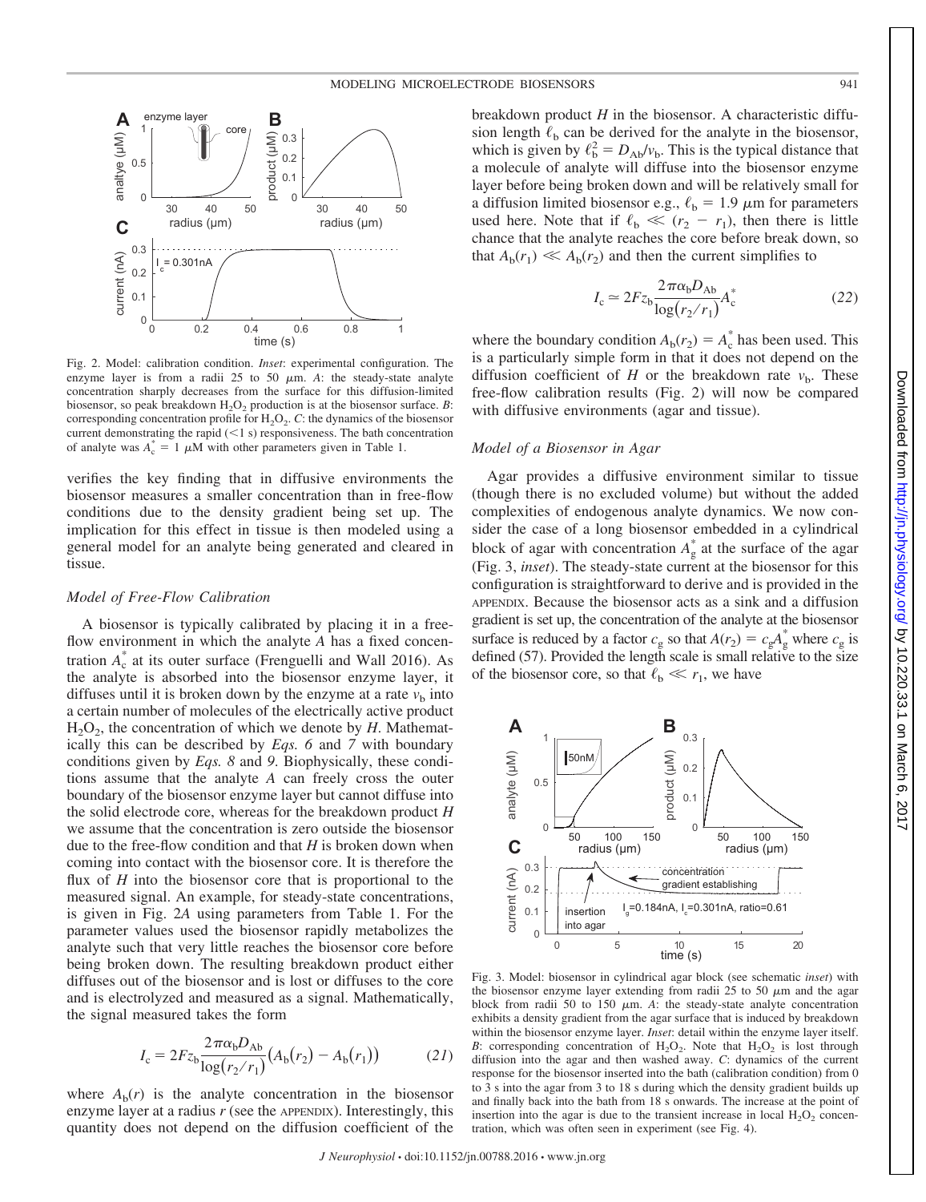Fig. 2. Model: calibration condition. *Inset*: experimental configuration. The enzyme layer is from a radii 25 to 50 μm. *A*: the steady-state analyte concentration sharply decreases from the surface for this diffusion-limited biosensor, so peak breakdown $H_2O_2$ production is at the biosensor surface. *B*: corresponding concentration profile for $H_2O_2$. *C*: the dynamics of the biosensor current demonstrating the rapid (<1 s) responsiveness. The bath concentration of analyte was $A_c^* = 1$ μM with other parameters given in Table 1.

verifies the key finding that in diffusive environments the biosensor measures a smaller concentration than in free-flow conditions due to the density gradient being set up. The implication for this effect in tissue is then modeled using a general model for an analyte being generated and cleared in tissue.

### *Model of Free-Flow Calibration*

A biosensor is typically calibrated by placing it in a free-flow environment in which the analyte *A* has a fixed concentration $A_c^*$ at its outer surface (Frenguelli and Wall 2016). As the analyte is absorbed into the biosensor enzyme layer, it diffuses until it is broken down by the enzyme at a rate $v_b$ into a certain number of molecules of the electrically active product $H_2O_2$, the concentration of which we denote by *H*. Mathematically this can be described by *Eqs. 6* and *7* with boundary conditions given by *Eqs. 8* and *9*. Biophysically, these conditions assume that the analyte *A* can freely cross the outer boundary of the biosensor enzyme layer but cannot diffuse into the solid electrode core, whereas for the breakdown product *H* we assume that the concentration is zero outside the biosensor due to the free-flow condition and that *H* is broken down when coming into contact with the biosensor core. It is therefore the flux of *H* into the biosensor core that is proportional to the measured signal. An example, for steady-state concentrations, is given in Fig. 2*A* using parameters from Table 1. For the parameter values used the biosensor rapidly metabolizes the analyte such that very little reaches the biosensor core before being broken down. The resulting breakdown product either diffuses out of the biosensor and is lost or diffuses to the core and is electrolyzed and measured as a signal. Mathematically, the signal measured takes the form

$$I_c = 2Fz_b \frac{2\pi\alpha_b D_{Ab}}{\log(r_2/r_1)}\left(A_b(r_2) - A_b(r_1)\right) \tag{21}$$

where $A_b(r)$ is the analyte concentration in the biosensor enzyme layer at a radius *r* (see the APPENDIX). Interestingly, this quantity does not depend on the diffusion coefficient of the breakdown product *H* in the biosensor. A characteristic diffusion length $\ell_b$ can be derived for the analyte in the biosensor, which is given by $\ell_b^2 = D_{Ab}/v_b$. This is the typical distance that a molecule of analyte will diffuse into the biosensor enzyme layer before being broken down and will be relatively small for a diffusion limited biosensor e.g., $\ell_b = 1.9$ μm for parameters used here. Note that if $\ell_b \ll (r_2 - r_1)$, then there is little chance that the analyte reaches the core before break down, so that $A_b(r_1) \ll A_b(r_2)$ and then the current simplifies to

$$I_c \simeq 2Fz_b \frac{2\pi\alpha_b D_{Ab}}{\log(r_2/r_1)} A_c^* \tag{22}$$

where the boundary condition $A_b(r_2) = A_c^*$ has been used. This is a particularly simple form in that it does not depend on the diffusion coefficient of *H* or the breakdown rate $v_b$. These free-flow calibration results (Fig. 2) will now be compared with diffusive environments (agar and tissue).

### *Model of a Biosensor in Agar*

Agar provides a diffusive environment similar to tissue (though there is no excluded volume) but without the added complexities of endogenous analyte dynamics. We now consider the case of a long biosensor embedded in a cylindrical block of agar with concentration $A_g^*$ at the surface of the agar (Fig. 3, *inset*). The steady-state current at the biosensor for this configuration is straightforward to derive and is provided in the APPENDIX. Because the biosensor acts as a sink and a diffusion gradient is set up, the concentration of the analyte at the biosensor surface is reduced by a factor $c_g$ so that $A(r_2) = c_g A_g^*$ where $c_g$ is defined (57). Provided the length scale is small relative to the size of the biosensor core, so that $\ell_b \ll r_1$, we have

Fig. 3. Model: biosensor in cylindrical agar block (see schematic *inset*) with the biosensor enzyme layer extending from radii 25 to 50 μm and the agar block from radii 50 to 150 μm. *A*: the steady-state analyte concentration exhibits a density gradient from the agar surface that is induced by breakdown within the biosensor enzyme layer. *Inset*: detail within the enzyme layer itself. *B*: corresponding concentration of $H_2O_2$. Note that $H_2O_2$ is lost through diffusion into the agar and then washed away. *C*: dynamics of the current response for the biosensor inserted into the bath (calibration condition) from 0 to 3 s into the agar from 3 to 18 s during which the density gradient builds up and finally back into the bath from 18 s onwards. The increase at the point of insertion into the agar is due to the transient increase in local $H_2O_2$ concentration, which was often seen in experiment (see Fig. 4).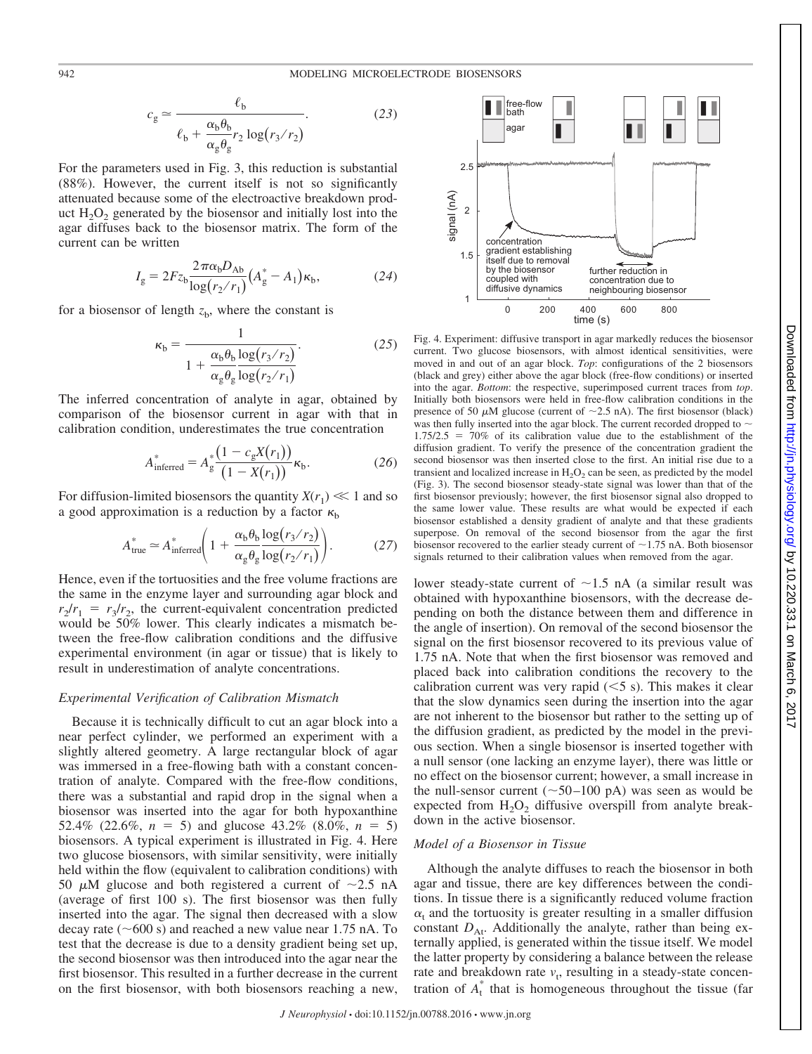$$c_g \simeq \frac{\ell_b}{\ell_b + \dfrac{\alpha_b \theta_b}{\alpha_g \theta_g} r_2 \log(r_3/r_2)}. \qquad (23)$$

For the parameters used in Fig. 3, this reduction is substantial (88%). However, the current itself is not so significantly attenuated because some of the electroactive breakdown product $H_2O_2$ generated by the biosensor and initially lost into the agar diffuses back to the biosensor matrix. The form of the current can be written

$$I_g = 2Fz_b \frac{2\pi\alpha_b D_{Ab}}{\log(r_2/r_1)} \left(A_g^* - A_1\right) \kappa_b, \qquad (24)$$

for a biosensor of length $z_b$, where the constant is

$$\kappa_b = \frac{1}{1 + \dfrac{\alpha_b \theta_b}{\alpha_g \theta_g} \dfrac{\log(r_3/r_2)}{\log(r_2/r_1)}}. \qquad (25)$$

The inferred concentration of analyte in agar, obtained by comparison of the biosensor current in agar with that in calibration condition, underestimates the true concentration

$$A^*_{\text{inferred}} = A_g^* \frac{\left(1 - c_g X(r_1)\right)}{\left(1 - X(r_1)\right)} \kappa_b. \qquad (26)$$

For diffusion-limited biosensors the quantity $X(r_1) \ll 1$ and so a good approximation is a reduction by a factor $\kappa_b$

$$A^*_{\text{true}} \simeq A^*_{\text{inferred}} \left(1 + \frac{\alpha_b \theta_b}{\alpha_g \theta_g} \frac{\log(r_3/r_2)}{\log(r_2/r_1)}\right). \qquad (27)$$

Hence, even if the tortuosities and the free volume fractions are the same in the enzyme layer and surrounding agar block and $r_2/r_1 = r_3/r_2$, the current-equivalent concentration predicted would be 50% lower. This clearly indicates a mismatch between the free-flow calibration conditions and the diffusive experimental environment (in agar or tissue) that is likely to result in underestimation of analyte concentrations.

### *Experimental Verification of Calibration Mismatch*

Because it is technically difficult to cut an agar block into a near perfect cylinder, we performed an experiment with a slightly altered geometry. A large rectangular block of agar was immersed in a free-flowing bath with a constant concentration of analyte. Compared with the free-flow conditions, there was a substantial and rapid drop in the signal when a biosensor was inserted into the agar for both hypoxanthine 52.4% (22.6%, $n = 5$) and glucose 43.2% (8.0%, $n = 5$) biosensors. A typical experiment is illustrated in Fig. 4. Here two glucose biosensors, with similar sensitivity, were initially held within the flow (equivalent to calibration conditions) with 50 μM glucose and both registered a current of ~2.5 nA (average of first 100 s). The first biosensor was then fully inserted into the agar. The signal then decreased with a slow decay rate (~600 s) and reached a new value near 1.75 nA. To test that the decrease is due to a density gradient being set up, the second biosensor was then introduced into the agar near the first biosensor. This resulted in a further decrease in the current on the first biosensor, with both biosensors reaching a new, lower steady-state current of ~1.5 nA (a similar result was obtained with hypoxanthine biosensors, with the decrease depending on both the distance between them and difference in the angle of insertion). On removal of the second biosensor the signal on the first biosensor recovered to its previous value of 1.75 nA. Note that when the first biosensor was removed and placed back into calibration conditions the recovery to the calibration current was very rapid (<5 s). This makes it clear that the slow dynamics seen during the insertion into the agar are not inherent to the biosensor but rather to the setting up of the diffusion gradient, as predicted by the model in the previous section. When a single biosensor is inserted together with a null sensor (one lacking an enzyme layer), there was little or no effect on the biosensor current; however, a small increase in the null-sensor current (~50–100 pA) was seen as would be expected from $H_2O_2$ diffusive overspill from analyte breakdown in the active biosensor.

Fig. 4. Experiment: diffusive transport in agar markedly reduces the biosensor current. Two glucose biosensors, with almost identical sensitivities, were moved in and out of an agar block. *Top*: configurations of the 2 biosensors (black and grey) either above the agar block (free-flow conditions) or inserted into the agar. *Bottom*: the respective, superimposed current traces from *top*. Initially both biosensors were held in free-flow calibration conditions in the presence of 50 μM glucose (current of ~2.5 nA). The first biosensor (black) was then fully inserted into the agar block. The current recorded dropped to ~ 1.75/2.5 = 70% of its calibration value due to the establishment of the diffusion gradient. To verify the presence of the concentration gradient the second biosensor was then inserted close to the first. An initial rise due to a transient and localized increase in $H_2O_2$ can be seen, as predicted by the model (Fig. 3). The second biosensor steady-state signal was lower than that of the first biosensor previously; however, the first biosensor signal also dropped to the same lower value. These results are what would be expected if each biosensor established a density gradient of analyte and that these gradients superpose. On removal of the second biosensor from the agar the first biosensor recovered to the earlier steady current of ~1.75 nA. Both biosensor signals returned to their calibration values when removed from the agar.

### *Model of a Biosensor in Tissue*

Although the analyte diffuses to reach the biosensor in both agar and tissue, there are key differences between the conditions. In tissue there is a significantly reduced volume fraction $\alpha_t$ and the tortuosity is greater resulting in a smaller diffusion constant $D_{At}$. Additionally the analyte, rather than being externally applied, is generated within the tissue itself. We model the latter property by considering a balance between the release rate and breakdown rate $v_t$, resulting in a steady-state concentration of $A_t^*$ that is homogeneous throughout the tissue (far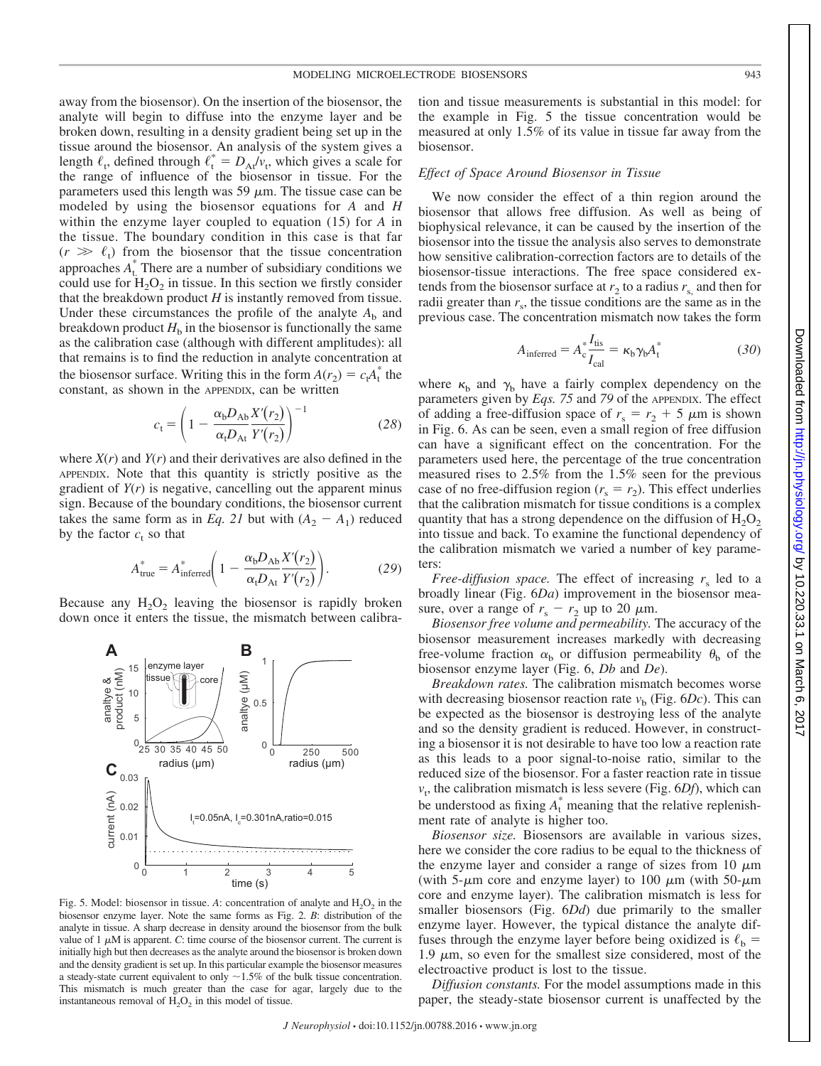away from the biosensor). On the insertion of the biosensor, the analyte will begin to diffuse into the enzyme layer and be broken down, resulting in a density gradient being set up in the tissue around the biosensor. An analysis of the system gives a length $\ell_t$, defined through $\ell_t^* = D_{At}/v_t$, which gives a scale for the range of influence of the biosensor in tissue. For the parameters used this length was 59 $\mu$m. The tissue case can be modeled by using the biosensor equations for $A$ and $H$ within the enzyme layer coupled to equation (15) for $A$ in the tissue. The boundary condition in this case is that far ($r \gg \ell_t$) from the biosensor that the tissue concentration approaches $A_t^*$. There are a number of subsidiary conditions we could use for $H_2O_2$ in tissue. In this section we firstly consider that the breakdown product $H$ is instantly removed from tissue. Under these circumstances the profile of the analyte $A_b$ and breakdown product $H_b$ in the biosensor is functionally the same as the calibration case (although with different amplitudes): all that remains is to find the reduction in analyte concentration at the biosensor surface. Writing this in the form $A(r_2) = c_t A_t^*$ the constant, as shown in the APPENDIX, can be written

$$c_t = \left(1 - \frac{\alpha_b D_{Ab}}{\alpha_t D_{At}} \frac{X'(r_2)}{Y'(r_2)}\right)^{-1} \tag{28}$$

where $X(r)$ and $Y(r)$ and their derivatives are also defined in the APPENDIX. Note that this quantity is strictly positive as the gradient of $Y(r)$ is negative, cancelling out the apparent minus sign. Because of the boundary conditions, the biosensor current takes the same form as in *Eq. 21* but with $(A_2 - A_1)$ reduced by the factor $c_t$ so that

$$A_{\text{true}}^* = A_{\text{inferred}}^* \left(1 - \frac{\alpha_b D_{Ab}}{\alpha_t D_{At}} \frac{X'(r_2)}{Y'(r_2)}\right). \tag{29}$$

Because any $H_2O_2$ leaving the biosensor is rapidly broken down once it enters the tissue, the mismatch between calibration and tissue measurements is substantial in this model: for the example in Fig. 5 the tissue concentration would be measured at only 1.5% of its value in tissue far away from the biosensor.

Fig. 5. Model: biosensor in tissue. *A*: concentration of analyte and $H_2O_2$ in the biosensor enzyme layer. Note the same forms as Fig. 2. *B*: distribution of the analyte in tissue. A sharp decrease in density around the biosensor from the bulk value of 1 $\mu$M is apparent. *C*: time course of the biosensor current. The current is initially high but then decreases as the analyte around the biosensor is broken down and the density gradient is set up. In this particular example the biosensor measures a steady-state current equivalent to only ~1.5% of the bulk tissue concentration. This mismatch is much greater than the case for agar, largely due to the instantaneous removal of $H_2O_2$ in this model of tissue.

### *Effect of Space Around Biosensor in Tissue*

We now consider the effect of a thin region around the biosensor that allows free diffusion. As well as being of biophysical relevance, it can be caused by the insertion of the biosensor into the tissue the analysis also serves to demonstrate how sensitive calibration-correction factors are to details of the biosensor-tissue interactions. The free space considered extends from the biosensor surface at $r_2$ to a radius $r_s$, and then for radii greater than $r_s$, the tissue conditions are the same as in the previous case. The concentration mismatch now takes the form

$$A_{\text{inferred}} = A_c^* \frac{I_{\text{tis}}}{I_{\text{cal}}} = \kappa_b \gamma_b A_t^* \tag{30}$$

where $\kappa_b$ and $\gamma_b$ have a fairly complex dependency on the parameters given by *Eqs. 75* and *79* of the APPENDIX. The effect of adding a free-diffusion space of $r_s = r_2 + 5$ $\mu$m is shown in Fig. 6. As can be seen, even a small region of free diffusion can have a significant effect on the concentration. For the parameters used here, the percentage of the true concentration measured rises to 2.5% from the 1.5% seen for the previous case of no free-diffusion region ($r_s = r_2$). This effect underlies that the calibration mismatch for tissue conditions is a complex quantity that has a strong dependence on the diffusion of $H_2O_2$ into tissue and back. To examine the functional dependency of the calibration mismatch we varied a number of key parameters:

*Free-diffusion space.* The effect of increasing $r_s$ led to a broadly linear (Fig. 6*Da*) improvement in the biosensor measure, over a range of $r_s - r_2$ up to 20 $\mu$m.

*Biosensor free volume and permeability.* The accuracy of the biosensor measurement increases markedly with decreasing free-volume fraction $\alpha_b$ or diffusion permeability $\theta_b$ of the biosensor enzyme layer (Fig. 6, *Db* and *De*).

*Breakdown rates.* The calibration mismatch becomes worse with decreasing biosensor reaction rate $v_b$ (Fig. 6*Dc*). This can be expected as the biosensor is destroying less of the analyte and so the density gradient is reduced. However, in constructing a biosensor it is not desirable to have too low a reaction rate as this leads to a poor signal-to-noise ratio, similar to the reduced size of the biosensor. For a faster reaction rate in tissue $v_t$, the calibration mismatch is less severe (Fig. 6*Df*), which can be understood as fixing $A_t^*$ meaning that the relative replenishment rate of analyte is higher too.

*Biosensor size.* Biosensors are available in various sizes, here we consider the core radius to be equal to the thickness of the enzyme layer and consider a range of sizes from 10 $\mu$m (with 5-$\mu$m core and enzyme layer) to 100 $\mu$m (with 50-$\mu$m core and enzyme layer). The calibration mismatch is less for smaller biosensors (Fig. 6*Dd*) due primarily to the smaller enzyme layer. However, the typical distance the analyte diffuses through the enzyme layer before being oxidized is $\ell_b$ = 1.9 $\mu$m, so even for the smallest size considered, most of the electroactive product is lost to the tissue.

*Diffusion constants.* For the model assumptions made in this paper, the steady-state biosensor current is unaffected by the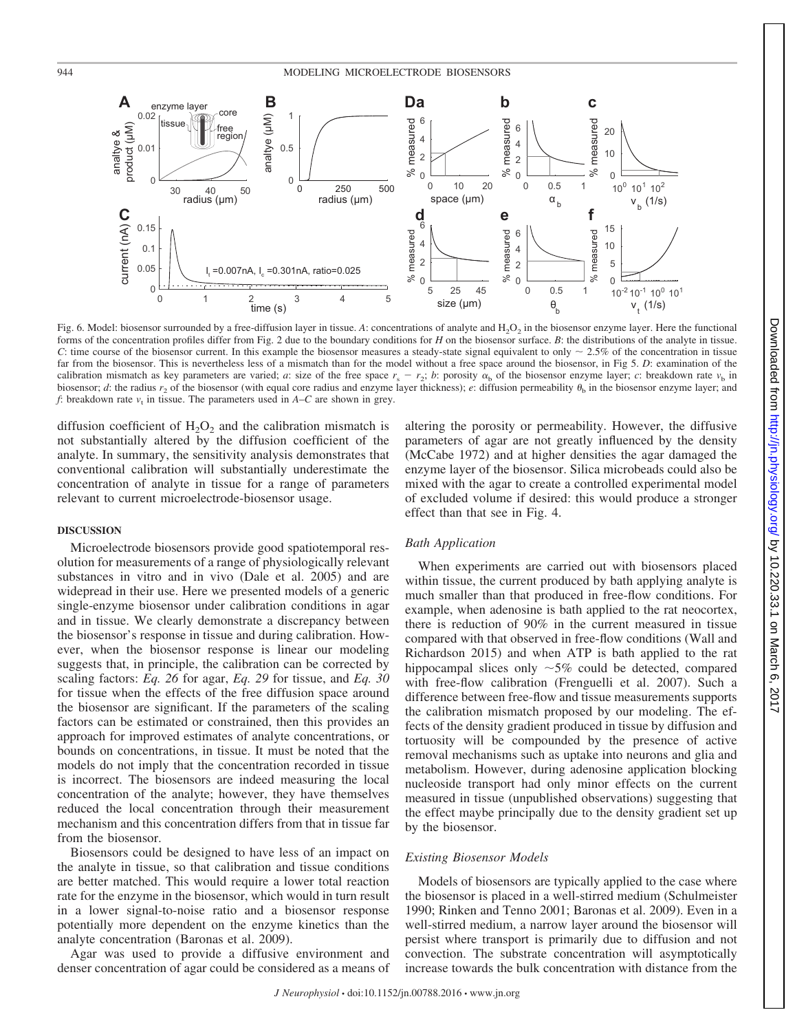A
enzyme layer
core
tissue
free region
analyte & product (μM)
0.02
0.01
0
30 40 50
radius (μm)

B
analyte (μM)
1
0.5
0
0 250 500
radius (μm)

Da
% measured
6
4
2
0
0 10 20
space (μm)

b
% measured
6
4
2
0
0 0.5 1
$\alpha_b$

c
% measured
20
10
0
$10^0$ $10^1$ $10^2$
$v_b$ (1/s)

C
current (nA)
0.15
0.1
0.05
0
0 1 2 3 4 5
time (s)
$I_t$ =0.007nA, $I_c$ =0.301nA, ratio=0.025

d
% measured
6
4
2
0
5 25 45
size (μm)

e
% measured
6
4
2
0
0 0.5 1
$\theta_b$

f
% measured
15
10
5
0
$10^{-2}$ $10^{-1}$ $10^0$ $10^1$
$v_t$ (1/s)

Fig. 6. Model: biosensor surrounded by a free-diffusion layer in tissue. *A*: concentrations of analyte and $H_2O_2$ in the biosensor enzyme layer. Here the functional forms of the concentration profiles differ from Fig. 2 due to the boundary conditions for *H* on the biosensor surface. *B*: the distributions of the analyte in tissue. *C*: time course of the biosensor current. In this example the biosensor measures a steady-state signal equivalent to only ~ 2.5% of the concentration in tissue far from the biosensor. This is nevertheless less of a mismatch than for the model without a free space around the biosensor, in Fig 5. *D*: examination of the calibration mismatch as key parameters are varied; *a*: size of the free space $r_s - r_2$; *b*: porosity $\alpha_b$ of the biosensor enzyme layer; *c*: breakdown rate $v_b$ in biosensor; *d*: the radius $r_2$ of the biosensor (with equal core radius and enzyme layer thickness); *e*: diffusion permeability $\theta_b$ in the biosensor enzyme layer; and *f*: breakdown rate $v_t$ in tissue. The parameters used in *A*–*C* are shown in grey.

diffusion coefficient of $H_2O_2$ and the calibration mismatch is not substantially altered by the diffusion coefficient of the analyte. In summary, the sensitivity analysis demonstrates that conventional calibration will substantially underestimate the concentration of analyte in tissue for a range of parameters relevant to current microelectrode-biosensor usage.

## DISCUSSION

Microelectrode biosensors provide good spatiotemporal resolution for measurements of a range of physiologically relevant substances in vitro and in vivo (Dale et al. 2005) and are widepread in their use. Here we presented models of a generic single-enzyme biosensor under calibration conditions in agar and in tissue. We clearly demonstrate a discrepancy between the biosensor's response in tissue and during calibration. However, when the biosensor response is linear our modeling suggests that, in principle, the calibration can be corrected by scaling factors: *Eq. 26* for agar, *Eq. 29* for tissue, and *Eq. 30* for tissue when the effects of the free diffusion space around the biosensor are significant. If the parameters of the scaling factors can be estimated or constrained, then this provides an approach for improved estimates of analyte concentrations, or bounds on concentrations, in tissue. It must be noted that the models do not imply that the concentration recorded in tissue is incorrect. The biosensors are indeed measuring the local concentration of the analyte; however, they have themselves reduced the local concentration through their measurement mechanism and this concentration differs from that in tissue far from the biosensor.

Biosensors could be designed to have less of an impact on the analyte in tissue, so that calibration and tissue conditions are better matched. This would require a lower total reaction rate for the enzyme in the biosensor, which would in turn result in a lower signal-to-noise ratio and a biosensor response potentially more dependent on the enzyme kinetics than the analyte concentration (Baronas et al. 2009).

Agar was used to provide a diffusive environment and denser concentration of agar could be considered as a means of altering the porosity or permeability. However, the diffusive parameters of agar are not greatly influenced by the density (McCabe 1972) and at higher densities the agar damaged the enzyme layer of the biosensor. Silica microbeads could also be mixed with the agar to create a controlled experimental model of excluded volume if desired: this would produce a stronger effect than that see in Fig. 4.

### *Bath Application*

When experiments are carried out with biosensors placed within tissue, the current produced by bath applying analyte is much smaller than that produced in free-flow conditions. For example, when adenosine is bath applied to the rat neocortex, there is reduction of 90% in the current measured in tissue compared with that observed in free-flow conditions (Wall and Richardson 2015) and when ATP is bath applied to the rat hippocampal slices only ~5% could be detected, compared with free-flow calibration (Frenguelli et al. 2007). Such a difference between free-flow and tissue measurements supports the calibration mismatch proposed by our modeling. The effects of the density gradient produced in tissue by diffusion and tortuosity will be compounded by the presence of active removal mechanisms such as uptake into neurons and glia and metabolism. However, during adenosine application blocking nucleoside transport had only minor effects on the current measured in tissue (unpublished observations) suggesting that the effect maybe principally due to the density gradient set up by the biosensor.

### *Existing Biosensor Models*

Models of biosensors are typically applied to the case where the biosensor is placed in a well-stirred medium (Schulmeister 1990; Rinken and Tenno 2001; Baronas et al. 2009). Even in a well-stirred medium, a narrow layer around the biosensor will persist where transport is primarily due to diffusion and not convection. The substrate concentration will asymptotically increase towards the bulk concentration with distance from the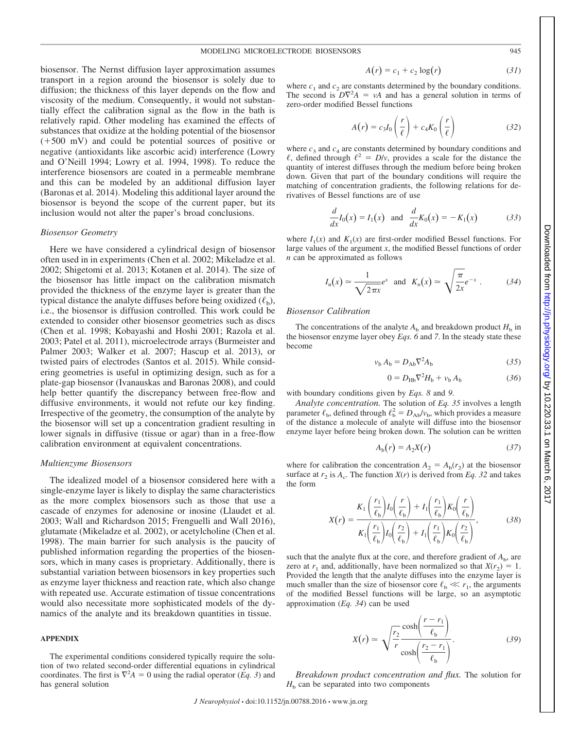biosensor. The Nernst diffusion layer approximation assumes transport in a region around the biosensor is solely due to diffusion; the thickness of this layer depends on the flow and viscosity of the medium. Consequently, it would not substantially effect the calibration signal as the flow in the bath is relatively rapid. Other modeling has examined the effects of substances that oxidize at the holding potential of the biosensor (+500 mV) and could be potential sources of positive or negative (antioxidants like ascorbic acid) interference (Lowry and O'Neill 1994; Lowry et al. 1994, 1998). To reduce the interference biosensors are coated in a permeable membrane and this can be modeled by an additional diffusion layer (Baronas et al. 2014). Modeling this additional layer around the biosensor is beyond the scope of the current paper, but its inclusion would not alter the paper's broad conclusions.

### *Biosensor Geometry*

Here we have considered a cylindrical design of biosensor often used in in experiments (Chen et al. 2002; Mikeladze et al. 2002; Shigetomi et al. 2013; Kotanen et al. 2014). The size of the biosensor has little impact on the calibration mismatch provided the thickness of the enzyme layer is greater than the typical distance the analyte diffuses before being oxidized ($\ell_b$), i.e., the biosensor is diffusion controlled. This work could be extended to consider other biosensor geometries such as discs (Chen et al. 1998; Kobayashi and Hoshi 2001; Razola et al. 2003; Patel et al. 2011), microelectrode arrays (Burmeister and Palmer 2003; Walker et al. 2007; Hascup et al. 2013), or twisted pairs of electrodes (Santos et al. 2015). While considering geometries is useful in optimizing design, such as for a plate-gap biosensor (Ivanauskas and Baronas 2008), and could help better quantify the discrepancy between free-flow and diffusive environments, it would not refute our key finding. Irrespective of the geometry, the consumption of the analyte by the biosensor will set up a concentration gradient resulting in lower signals in diffusive (tissue or agar) than in a free-flow calibration environment at equivalent concentrations.

### *Multienzyme Biosensors*

The idealized model of a biosensor considered here with a single-enzyme layer is likely to display the same characteristics as the more complex biosensors such as those that use a cascade of enzymes for adenosine or inosine (Llaudet et al. 2003; Wall and Richardson 2015; Frenguelli and Wall 2016), glutamate (Mikeladze et al. 2002), or acetylcholine (Chen et al. 1998). The main barrier for such analysis is the paucity of published information regarding the properties of the biosensors, which in many cases is proprietary. Additionally, there is substantial variation between biosensors in key properties such as enzyme layer thickness and reaction rate, which also change with repeated use. Accurate estimation of tissue concentrations would also necessitate more sophisticated models of the dynamics of the analyte and its breakdown quantities in tissue.

## APPENDIX

The experimental conditions considered typically require the solution of two related second-order differential equations in cylindrical coordinates. The first is $\nabla^2 A = 0$ using the radial operator (*Eq. 3*) and has general solution

$$A(r) = c_1 + c_2 \log(r) \tag{31}$$

where $c_1$ and $c_2$ are constants determined by the boundary conditions. The second is $D\nabla^2 A = \nu A$ and has a general solution in terms of zero-order modified Bessel functions

$$A(r) = c_3 I_0\left(\frac{r}{\ell}\right) + c_4 K_0\left(\frac{r}{\ell}\right) \tag{32}$$

where $c_3$ and $c_4$ are constants determined by boundary conditions and $\ell$, defined through $\ell^2 = D/\nu$, provides a scale for the distance the quantity of interest diffuses through the medium before being broken down. Given that part of the boundary conditions will require the matching of concentration gradients, the following relations for derivatives of Bessel functions are of use

$$\frac{d}{dx}I_0(x) = I_1(x) \quad \text{and} \quad \frac{d}{dx}K_0(x) = -K_1(x) \tag{33}$$

where $I_1(x)$ and $K_1(x)$ are first-order modified Bessel functions. For large values of the argument $x$, the modified Bessel functions of order $n$ can be approximated as follows

$$I_n(x) \simeq \frac{1}{\sqrt{2\pi x}}e^{x} \quad \text{and} \quad K_n(x) \simeq \sqrt{\frac{\pi}{2x}}e^{-x}. \tag{34}$$

### *Biosensor Calibration*

The concentrations of the analyte $A_b$ and breakdown product $H_b$ in the biosensor enzyme layer obey *Eqs. 6* and *7*. In the steady state these become

$$\nu_b A_b = D_{Ab}\nabla^2 A_b \tag{35}$$

$$0 = D_{Hb}\nabla^2 H_b + \nu_b A_b \tag{36}$$

with boundary conditions given by *Eqs. 8* and *9*.

*Analyte concentration.* The solution of *Eq. 35* involves a length parameter $\ell_b$, defined through $\ell_b^2 = D_{Ab}/\nu_b$, which provides a measure of the distance a molecule of analyte will diffuse into the biosensor enzyme layer before being broken down. The solution can be written

$$A_b(r) = A_2 X(r) \tag{37}$$

where for calibration the concentration $A_2 = A_b(r_2)$ at the biosensor surface at $r_2$ is $A_c$. The function $X(r)$ is derived from *Eq. 32* and takes the form

$$X(r) = \frac{K_1\left(\frac{r_1}{\ell_b}\right)I_0\left(\frac{r}{\ell_b}\right) + I_1\left(\frac{r_1}{\ell_b}\right)K_0\left(\frac{r}{\ell_b}\right)}{K_1\left(\frac{r_1}{\ell_b}\right)I_0\left(\frac{r_2}{\ell_b}\right) + I_1\left(\frac{r_1}{\ell_b}\right)K_0\left(\frac{r_2}{\ell_b}\right)}, \tag{38}$$

such that the analyte flux at the core, and therefore gradient of $A_b$, are zero at $r_1$ and, additionally, have been normalized so that $X(r_2) = 1$. Provided the length that the analyte diffuses into the enzyme layer is much smaller than the size of biosensor core $\ell_b \ll r_1$, the arguments of the modified Bessel functions will be large, so an asymptotic approximation (*Eq. 34*) can be used

$$X(r) \simeq \sqrt{\frac{r_2}{r}}\frac{\cosh\left(\frac{r - r_1}{\ell_b}\right)}{\cosh\left(\frac{r_2 - r_1}{\ell_b}\right)}. \tag{39}$$

*Breakdown product concentration and flux.* The solution for $H_b$ can be separated into two components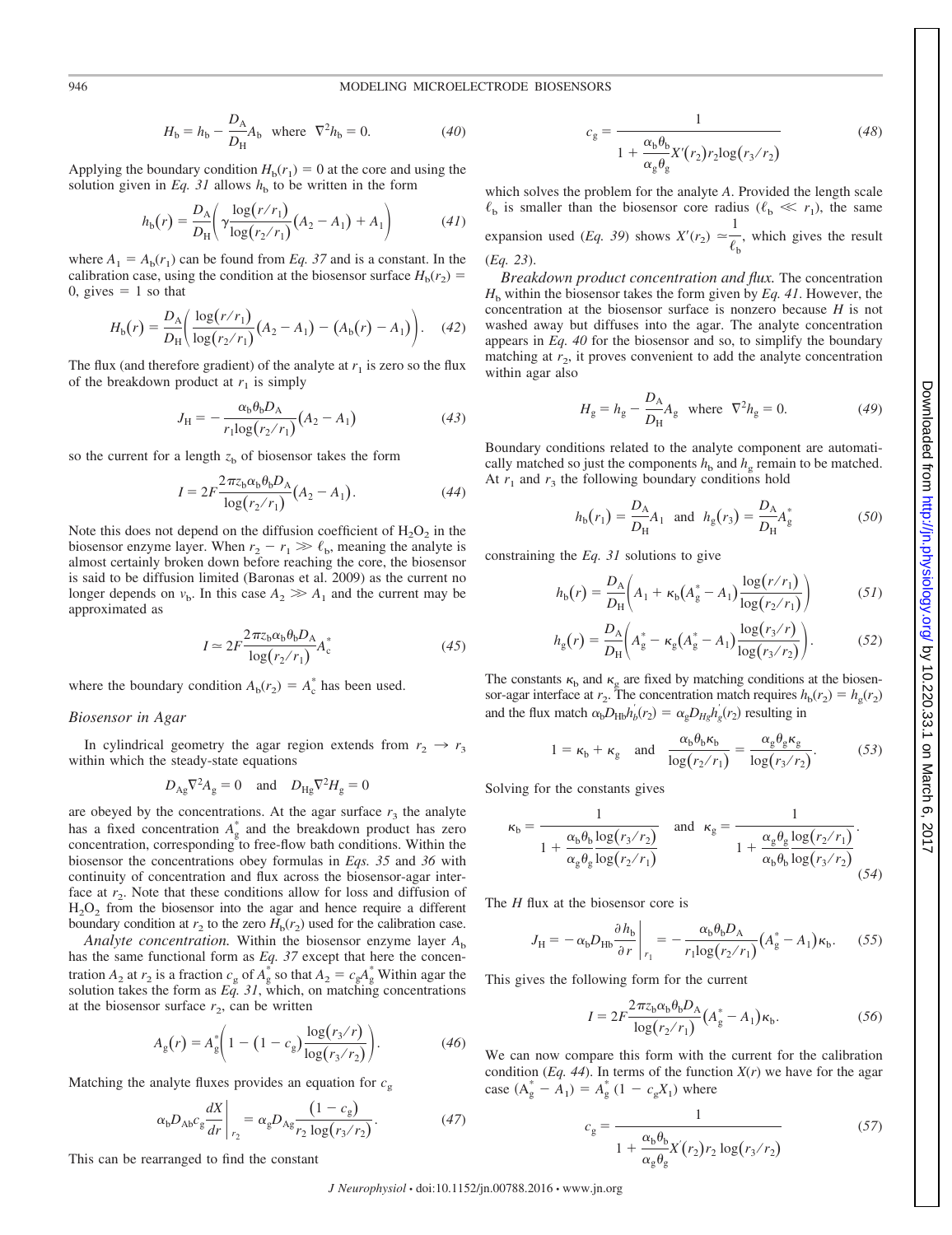$$H_b = h_b - \frac{D_A}{D_H}A_b \quad \text{where} \quad \nabla^2 h_b = 0. \qquad (40)$$

Applying the boundary condition $H_b(r_1) = 0$ at the core and using the solution given in *Eq. 31* allows $h_b$ to be written in the form

$$h_b(r) = \frac{D_A}{D_H}\left(\gamma \frac{\log(r/r_1)}{\log(r_2/r_1)}(A_2 - A_1) + A_1\right) \qquad (41)$$

where $A_1 = A_b(r_1)$ can be found from *Eq. 37* and is a constant. In the calibration case, using the condition at the biosensor surface $H_b(r_2) = 0$, gives $= 1$ so that

$$H_b(r) = \frac{D_A}{D_H}\left(\frac{\log(r/r_1)}{\log(r_2/r_1)}(A_2 - A_1) - (A_b(r) - A_1)\right). \qquad (42)$$

The flux (and therefore gradient) of the analyte at $r_1$ is zero so the flux of the breakdown product at $r_1$ is simply

$$J_H = -\frac{\alpha_b \theta_b D_A}{r_1 \log(r_2/r_1)}(A_2 - A_1) \qquad (43)$$

so the current for a length $z_b$ of biosensor takes the form

$$I = 2F\frac{2\pi z_b \alpha_b \theta_b D_A}{\log(r_2/r_1)}(A_2 - A_1). \qquad (44)$$

Note this does not depend on the diffusion coefficient of $H_2O_2$ in the biosensor enzyme layer. When $r_2 - r_1 \gg \ell_b$, meaning the analyte is almost certainly broken down before reaching the core, the biosensor is said to be diffusion limited (Baronas et al. 2009) as the current no longer depends on $v_b$. In this case $A_2 \gg A_1$ and the current may be approximated as

$$I \simeq 2F\frac{2\pi z_b \alpha_b \theta_b D_A}{\log(r_2/r_1)}A_c^* \qquad (45)$$

where the boundary condition $A_b(r_2) = A_c^*$ has been used.

### Biosensor in Agar

In cylindrical geometry the agar region extends from $r_2 \to r_3$ within which the steady-state equations

$$D_{Ag}\nabla^2 A_g = 0 \quad \text{and} \quad D_{Hg}\nabla^2 H_g = 0$$

are obeyed by the concentrations. At the agar surface $r_3$ the analyte has a fixed concentration $A_g^*$ and the breakdown product has zero concentration, corresponding to free-flow bath conditions. Within the biosensor the concentrations obey formulas in *Eqs. 35* and *36* with continuity of concentration and flux across the biosensor-agar interface at $r_2$. Note that these conditions allow for loss and diffusion of $H_2O_2$ from the biosensor into the agar and hence require a different boundary condition at $r_2$ to the zero $H_b(r_2)$ used for the calibration case.

*Analyte concentration.* Within the biosensor enzyme layer $A_b$ has the same functional form as *Eq. 37* except that here the concentration $A_2$ at $r_2$ is a fraction $c_g$ of $A_g^*$ so that $A_2 = c_g A_g^*$ Within agar the solution takes the form as *Eq. 31*, which, on matching concentrations at the biosensor surface $r_2$, can be written

$$A_g(r) = A_g^*\left(1 - (1 - c_g)\frac{\log(r_3/r)}{\log(r_3/r_2)}\right). \qquad (46)$$

Matching the analyte fluxes provides an equation for $c_g$

$$\alpha_b D_{Ab} c_g \left.\frac{dX}{dr}\right|_{r_2} = \alpha_g D_{Ag}\frac{(1 - c_g)}{r_2 \log(r_3/r_2)}. \qquad (47)$$

This can be rearranged to find the constant

$$c_g = \frac{1}{1 + \dfrac{\alpha_b \theta_b}{\alpha_g \theta_g}X'(r_2) r_2 \log(r_3/r_2)} \qquad (48)$$

which solves the problem for the analyte *A*. Provided the length scale $\ell_b$ is smaller than the biosensor core radius ($\ell_b \ll r_1$), the same expansion used (*Eq. 39*) shows $X'(r_2) \simeq \dfrac{1}{\ell_b}$, which gives the result (*Eq. 23*).

*Breakdown product concentration and flux.* The concentration $H_b$ within the biosensor takes the form given by *Eq. 41*. However, the concentration at the biosensor surface is nonzero because *H* is not washed away but diffuses into the agar. The analyte concentration appears in *Eq. 40* for the biosensor and so, to simplify the boundary matching at $r_2$, it proves convenient to add the analyte concentration within agar also

$$H_g = h_g - \frac{D_A}{D_H}A_g \quad \text{where} \quad \nabla^2 h_g = 0. \qquad (49)$$

Boundary conditions related to the analyte component are automatically matched so just the components $h_b$ and $h_g$ remain to be matched. At $r_1$ and $r_3$ the following boundary conditions hold

$$h_b(r_1) = \frac{D_A}{D_H}A_1 \quad \text{and} \quad h_g(r_3) = \frac{D_A}{D_H}A_g^* \qquad (50)$$

constraining the *Eq. 31* solutions to give

$$h_b(r) = \frac{D_A}{D_H}\left(A_1 + \kappa_b(A_g^* - A_1)\frac{\log(r/r_1)}{\log(r_2/r_1)}\right) \qquad (51)$$

$$h_g(r) = \frac{D_A}{D_H}\left(A_g^* - \kappa_g(A_g^* - A_1)\frac{\log(r_3/r)}{\log(r_3/r_2)}\right). \qquad (52)$$

The constants $\kappa_b$ and $\kappa_g$ are fixed by matching conditions at the biosensor-agar interface at $r_2$. The concentration match requires $h_b(r_2) = h_g(r_2)$ and the flux match $\alpha_b D_{Hb} h_b'(r_2) = \alpha_g D_{Hg} h_g'(r_2)$ resulting in

$$1 = \kappa_b + \kappa_g \quad \text{and} \quad \frac{\alpha_b \theta_b \kappa_b}{\log(r_2/r_1)} = \frac{\alpha_g \theta_g \kappa_g}{\log(r_3/r_2)}. \qquad (53)$$

Solving for the constants gives

$$\kappa_b = \frac{1}{1 + \dfrac{\alpha_b \theta_b}{\alpha_g \theta_g}\dfrac{\log(r_3/r_2)}{\log(r_2/r_1)}} \quad \text{and} \quad \kappa_g = \frac{1}{1 + \dfrac{\alpha_g \theta_g}{\alpha_b \theta_b}\dfrac{\log(r_2/r_1)}{\log(r_3/r_2)}}. \qquad (54)$$

The *H* flux at the biosensor core is

$$J_H = -\alpha_b D_{Hb}\left.\frac{\partial h_b}{\partial r}\right|_{r_1} = -\frac{\alpha_b \theta_b D_A}{r_1 \log(r_2/r_1)}(A_g^* - A_1)\kappa_b. \qquad (55)$$

This gives the following form for the current

$$I = 2F\frac{2\pi z_b \alpha_b \theta_b D_A}{\log(r_2/r_1)}(A_g^* - A_1)\kappa_b. \qquad (56)$$

We can now compare this form with the current for the calibration condition (*Eq. 44*). In terms of the function $X(r)$ we have for the agar case $(A_g^* - A_1) = A_g^*(1 - c_g X_1)$ where

$$c_g = \frac{1}{1 + \dfrac{\alpha_b \theta_b}{\alpha_g \theta_g}X'(r_2) r_2 \log(r_3/r_2)} \qquad (57)$$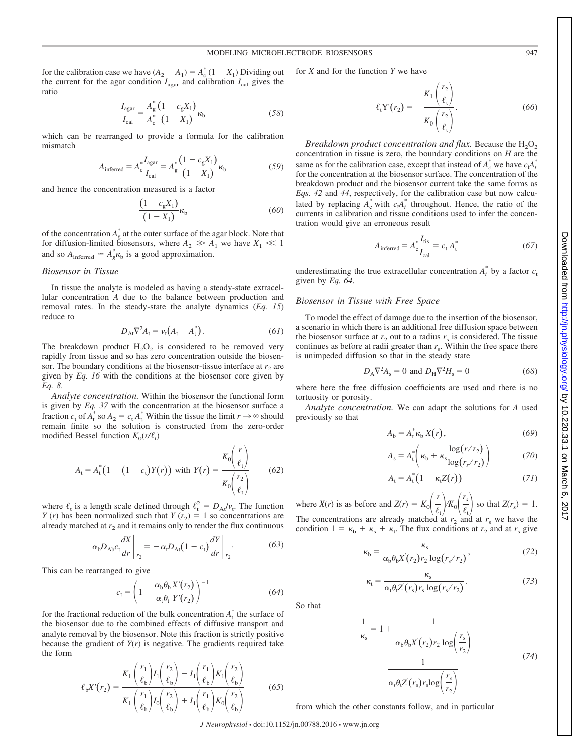for the calibration case we have $(A_2 - A_1) = A_c^*(1 - X_1)$ Dividing out the current for the agar condition $I_{agar}$ and calibration $I_{cal}$ gives the ratio

$$\frac{I_{agar}}{I_{cal}} = \frac{A_g^*\left(1 - c_g X_1\right)}{A_c^*\left(1 - X_1\right)} \kappa_b \tag{58}$$

which can be rearranged to provide a formula for the calibration mismatch

$$A_{inferred} = A_c^* \frac{I_{agar}}{I_{cal}} = A_g^* \frac{\left(1 - c_g X_1\right)}{\left(1 - X_1\right)} \kappa_b \tag{59}$$

and hence the concentration measured is a factor

$$\frac{\left(1 - c_g X_1\right)}{\left(1 - X_1\right)} \kappa_b \tag{60}$$

of the concentration $A_g^*$ at the outer surface of the agar block. Note that for diffusion-limited biosensors, where $A_2 \gg A_1$ we have $X_1 \ll 1$ and so $A_{inferred} \simeq A_g^* \kappa_b$ is a good approximation.

### Biosensor in Tissue

In tissue the analyte is modeled as having a steady-state extracellular concentration $A$ due to the balance between production and removal rates. In the steady-state the analyte dynamics (*Eq. 15*) reduce to

$$D_{At} \nabla^2 A_t = v_t\left(A_t - A_t^*\right). \tag{61}$$

The breakdown product $H_2O_2$ is considered to be removed very rapidly from tissue and so has zero concentration outside the biosensor. The boundary conditions at the biosensor-tissue interface at $r_2$ are given by *Eq. 16* with the conditions at the biosensor core given by *Eq. 8*.

*Analyte concentration.* Within the biosensor the functional form is given by *Eq. 37* with the concentration at the biosensor surface a fraction $c_t$ of $A_t^*$ so $A_2 = c_t A_t^*$ Within the tissue the limit $r \to \infty$ should remain finite so the solution is constructed from the zero-order modified Bessel function $K_0(r/\ell_t)$

$$A_t = A_t^*\left(1 - \left(1 - c_t\right) Y(r)\right) \text{ with } Y(r) = \frac{K_0\left(\dfrac{r}{\ell_t}\right)}{K_0\left(\dfrac{r_2}{\ell_t}\right)} \tag{62}$$

where $\ell_t$ is a length scale defined through $\ell_t^2 = D_{At}/v_t$. The function $Y(r)$ has been normalized such that $Y(r_2) = 1$ so concentrations are already matched at $r_2$ and it remains only to render the flux continuous

$$\alpha_b D_{Ab} c_t \left.\frac{dX}{dr}\right|_{r_2} = -\alpha_t D_{At}\left(1 - c_t\right) \left.\frac{dY}{dr}\right|_{r_2}. \tag{63}$$

This can be rearranged to give

$$c_t = \left(1 - \frac{\alpha_b \theta_b}{\alpha_t \theta_t} \frac{X'(r_2)}{Y'(r_2)}\right)^{-1} \tag{64}$$

for the fractional reduction of the bulk concentration $A_t^*$ the surface of the biosensor due to the combined effects of diffusive transport and analyte removal by the biosensor. Note this fraction is strictly positive because the gradient of $Y(r)$ is negative. The gradients required take the form

$$\ell_b X'(r_2) = \frac{K_1\left(\dfrac{r_1}{\ell_b}\right) I_1\left(\dfrac{r_2}{\ell_b}\right) - I_1\left(\dfrac{r_1}{\ell_b}\right) K_1\left(\dfrac{r_2}{\ell_b}\right)}{K_1\left(\dfrac{r_1}{\ell_b}\right) I_0\left(\dfrac{r_2}{\ell_b}\right) + I_1\left(\dfrac{r_1}{\ell_b}\right) K_0\left(\dfrac{r_2}{\ell_b}\right)} \tag{65}$$

for $X$ and for the function $Y$ we have

$$\ell_t Y'(r_2) = -\frac{K_1\left(\dfrac{r_2}{\ell_t}\right)}{K_0\left(\dfrac{r_2}{\ell_t}\right)}. \tag{66}$$

*Breakdown product concentration and flux.* Because the $H_2O_2$ concentration in tissue is zero, the boundary conditions on $H$ are the same as for the calibration case, except that instead of $A_c^*$ we have $c_t A_t^*$ for the concentration at the biosensor surface. The concentration of the breakdown product and the biosensor current take the same forms as *Eqs. 42* and *44*, respectively, for the calibration case but now calculated by replacing $A_c^*$ with $c_t A_t^*$ throughout. Hence, the ratio of the currents in calibration and tissue conditions used to infer the concentration would give an erroneous result

$$A_{inferred} = A_c^* \frac{I_{tis}}{I_{cal}} = c_t A_t^* \tag{67}$$

underestimating the true extracellular concentration $A_t^*$ by a factor $c_t$ given by *Eq. 64*.

### Biosensor in Tissue with Free Space

To model the effect of damage due to the insertion of the biosensor, a scenario in which there is an additional free diffusion space between the biosensor surface at $r_2$ out to a radius $r_s$ is considered. The tissue continues as before at radii greater than $r_s$. Within the free space there is unimpeded diffusion so that in the steady state

$$D_A \nabla^2 A_s = 0 \text{ and } D_H \nabla^2 H_s = 0 \tag{68}$$

where here the free diffusion coefficients are used and there is no tortuosity or porosity.

*Analyte concentration.* We can adapt the solutions for $A$ used previously so that

$$A_b = A_t^* \kappa_b X(r), \tag{69}$$

$$A_s = A_t^*\left(\kappa_b + \kappa_s \frac{\log(r/r_2)}{\log(r_s/r_2)}\right) \tag{70}$$

$$A_t = A_t^*\left(1 - \kappa_t Z(r)\right) \tag{71}$$

where $X(r)$ is as before and $Z(r) = K_0\left(\dfrac{r}{\ell_t}\right) / K_0\left(\dfrac{r_s}{\ell_t}\right)$ so that $Z(r_s) = 1$. The concentrations are already matched at $r_2$ and at $r_s$ we have the condition $1 = \kappa_b + \kappa_s + \kappa_t$. The flux conditions at $r_2$ and at $r_s$ give

$$\kappa_b = \frac{\kappa_s}{\alpha_b \theta_b X'(r_2) r_2 \log(r_s/r_2)}, \tag{72}$$

$$\kappa_t = \frac{-\kappa_s}{\alpha_t \theta_t Z'(r_s) r_s \log(r_s/r_2)}. \tag{73}$$

So that

$$\frac{1}{\kappa_s} = 1 + \frac{1}{\alpha_b \theta_b X'(r_2) r_2 \log\left(\dfrac{r_s}{r_2}\right)} - \frac{1}{\alpha_t \theta_t Z'(r_s) r_s \log\left(\dfrac{r_s}{r_2}\right)} \tag{74}$$

from which the other constants follow, and in particular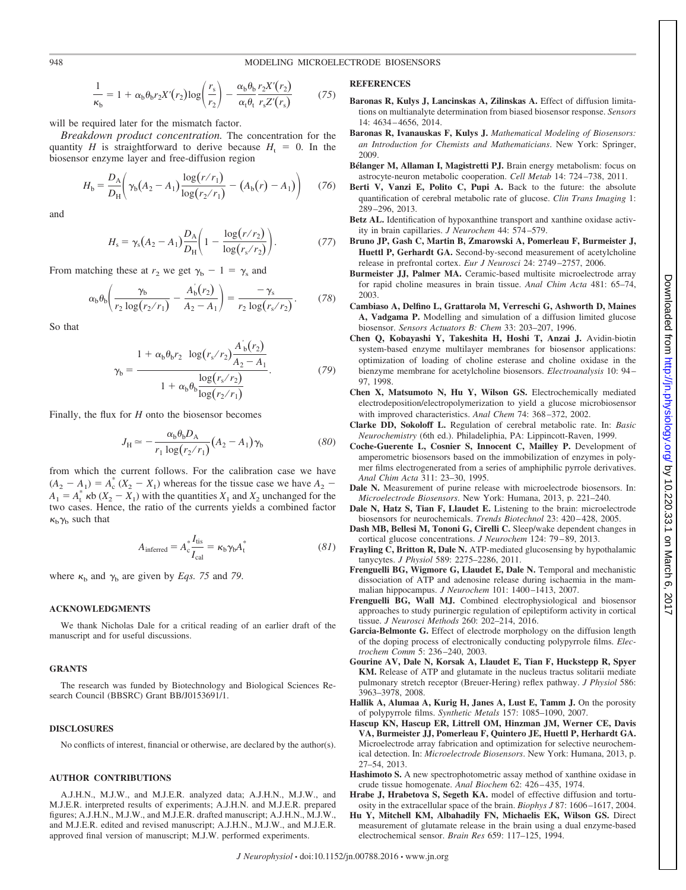$$\frac{1}{\kappa_b} = 1 + \alpha_b \theta_b r_2 X'(r_2) \log\left(\frac{r_s}{r_2}\right) - \frac{\alpha_b \theta_b}{\alpha_t \theta_t} \frac{r_2 X'(r_2)}{r_s Z'(r_s)} \tag{75}$$

will be required later for the mismatch factor.

*Breakdown product concentration.* The concentration for the quantity $H$ is straightforward to derive because $H_t = 0$. In the biosensor enzyme layer and free-diffusion region

$$H_b = \frac{D_A}{D_H}\left(\gamma_b (A_2 - A_1) \frac{\log(r/r_1)}{\log(r_2/r_1)} - \left(A_b(r) - A_1\right)\right) \tag{76}$$

and

$$H_s = \gamma_s (A_2 - A_1) \frac{D_A}{D_H}\left(1 - \frac{\log(r/r_2)}{\log(r_s/r_2)}\right). \tag{77}$$

From matching these at $r_2$ we get $\gamma_b - 1 = \gamma_s$ and

$$\alpha_b \theta_b \left(\frac{\gamma_b}{r_2 \log(r_2/r_1)} - \frac{A_b'(r_2)}{A_2 - A_1}\right) = \frac{-\gamma_s}{r_2 \log(r_s/r_2)}. \tag{78}$$

So that

$$\gamma_b = \frac{1 + \alpha_b \theta_b r_2 \ \log(r_s/r_2) \dfrac{A_b'(r_2)}{A_2 - A_1}}{1 + \alpha_b \theta_b \dfrac{\log(r_s/r_2)}{\log(r_2/r_1)}}. \tag{79}$$

Finally, the flux for $H$ onto the biosensor becomes

$$J_H \simeq -\frac{\alpha_b \theta_b D_A}{r_1 \log(r_2/r_1)} (A_2 - A_1) \gamma_b \tag{80}$$

from which the current follows. For the calibration case we have $(A_2 - A_1) = A_c^* (X_2 - X_1)$ whereas for the tissue case we have $A_2 - A_1 = A_t^* \kappa b (X_2 - X_1)$ with the quantities $X_1$ and $X_2$ unchanged for the two cases. Hence, the ratio of the currents yields a combined factor $\kappa_b \gamma_b$ such that

$$A_{\text{inferred}} = A_c^* \frac{I_{\text{tis}}}{I_{\text{cal}}} = \kappa_b \gamma_b A_t^* \tag{81}$$

where $\kappa_b$ and $\gamma_b$ are given by *Eqs. 75* and *79*.

## ACKNOWLEDGMENTS

We thank Nicholas Dale for a critical reading of an earlier draft of the manuscript and for useful discussions.

## GRANTS

The research was funded by Biotechnology and Biological Sciences Research Council (BBSRC) Grant BB/J0153691/1.

## DISCLOSURES

No conflicts of interest, financial or otherwise, are declared by the author(s).

## AUTHOR CONTRIBUTIONS

A.J.H.N., M.J.W., and M.J.E.R. analyzed data; A.J.H.N., M.J.W., and M.J.E.R. interpreted results of experiments; A.J.H.N. and M.J.E.R. prepared figures; A.J.H.N., M.J.W., and M.J.E.R. drafted manuscript; A.J.H.N., M.J.W., and M.J.E.R. edited and revised manuscript; A.J.H.N., M.J.W., and M.J.E.R. approved final version of manuscript; M.J.W. performed experiments.

## REFERENCES

**Baronas R, Kulys J, Lancinskas A, Zilinskas A.** Effect of diffusion limitations on multianalyte determination from biased biosensor response. *Sensors* 14: 4634–4656, 2014.

**Baronas R, Ivanauskas F, Kulys J.** *Mathematical Modeling of Biosensors: an Introduction for Chemists and Mathematicians*. New York: Springer, 2009.

**Bélanger M, Allaman I, Magistretti PJ.** Brain energy metabolism: focus on astrocyte-neuron metabolic cooperation. *Cell Metab* 14: 724–738, 2011.

**Berti V, Vanzi E, Polito C, Pupi A.** Back to the future: the absolute quantification of cerebral metabolic rate of glucose. *Clin Trans Imaging* 1: 289–296, 2013.

**Betz AL.** Identification of hypoxanthine transport and xanthine oxidase activity in brain capillaries. *J Neurochem* 44: 574–579.

**Bruno JP, Gash C, Martin B, Zmarowski A, Pomerleau F, Burmeister J, Huettl P, Gerhardt GA.** Second-by-second measurement of acetylcholine release in prefrontal cortex. *Eur J Neurosci* 24: 2749–2757, 2006.

**Burmeister JJ, Palmer MA.** Ceramic-based multisite microelectrode array for rapid choline measures in brain tissue. *Anal Chim Acta* 481: 65–74, 2003.

**Cambiaso A, Delfino L, Grattarola M, Verreschi G, Ashworth D, Maines A, Vadgama P.** Modelling and simulation of a diffusion limited glucose biosensor. *Sensors Actuators B: Chem* 33: 203–207, 1996.

**Chen Q, Kobayashi Y, Takeshita H, Hoshi T, Anzai J.** Avidin-biotin system-based enzyme multilayer membranes for biosensor applications: optimization of loading of choline esterase and choline oxidase in the bienzyme membrane for acetylcholine biosensors. *Electroanalysis* 10: 94–97, 1998.

**Chen X, Matsumoto N, Hu Y, Wilson GS.** Electrochemically mediated electrodeposition/electropolymerization to yield a glucose microbiosensor with improved characteristics. *Anal Chem* 74: 368–372, 2002.

**Clarke DD, Sokoloff L.** Regulation of cerebral metabolic rate. In: *Basic Neurochemistry* (6th ed.). Philadeliphia, PA: Lippincott-Raven, 1999.

**Coche-Guerente L, Cosnier S, Innocent C, Mailley P.** Development of amperometric biosensors based on the immobilization of enzymes in polymer films electrogenerated from a series of amphiphilic pyrrole derivatives. *Anal Chim Acta* 311: 23–30, 1995.

**Dale N.** Measurement of purine release with microelectrode biosensors. In: *Microelectrode Biosensors*. New York: Humana, 2013, p. 221–240.

**Dale N, Hatz S, Tian F, Llaudet E.** Listening to the brain: microelectrode biosensors for neurochemicals. *Trends Biotechnol* 23: 420–428, 2005.

**Dash MB, Bellesi M, Tononi G, Cirelli C.** Sleep/wake dependent changes in cortical glucose concentrations. *J Neurochem* 124: 79–89, 2013.

**Frayling C, Britton R, Dale N.** ATP-mediated glucosensing by hypothalamic tanycytes. *J Physiol* 589: 2275–2286, 2011.

**Frenguelli BG, Wigmore G, Llaudet E, Dale N.** Temporal and mechanistic dissociation of ATP and adenosine release during ischaemia in the mammalian hippocampus. *J Neurochem* 101: 1400–1413, 2007.

**Frenguelli BG, Wall MJ.** Combined electrophysiological and biosensor approaches to study purinergic regulation of epileptiform activity in cortical tissue. *J Neurosci Methods* 260: 202–214, 2016.

**Garcia-Belmonte G.** Effect of electrode morphology on the diffusion length of the doping process of electronically conducting polypyrrole films. *Electrochem Comm* 5: 236–240, 2003.

**Gourine AV, Dale N, Korsak A, Llaudet E, Tian F, Huckstepp R, Spyer KM.** Release of ATP and glutamate in the nucleus tractus solitarii mediate pulmonary stretch receptor (Breuer-Hering) reflex pathway. *J Physiol* 586: 3963–3978, 2008.

**Hallik A, Alumaa A, Kurig H, Janes A, Lust E, Tamm J.** On the porosity of polypyrrole films. *Synthetic Metals* 157: 1085–1090, 2007.

**Hascup KN, Hascup ER, Littrell OM, Hinzman JM, Werner CE, Davis VA, Burmeister JJ, Pomerleau F, Quintero JE, Huettl P, Herhardt GA.** Microelectrode array fabrication and optimization for selective neurochemical detection. In: *Microelectrode Biosensors*. New York: Humana, 2013, p. 27–54, 2013.

**Hashimoto S.** A new spectrophotometric assay method of xanthine oxidase in crude tissue homogenate. *Anal Biochem* 62: 426–435, 1974.

**Hrabe J, Hrabetova S, Segeth KA.** model of effective diffusion and tortuosity in the extracellular space of the brain. *Biophys J* 87: 1606–1617, 2004.

**Hu Y, Mitchell KM, Albahadily FN, Michaelis EK, Wilson GS.** Direct measurement of glutamate release in the brain using a dual enzyme-based electrochemical sensor. *Brain Res* 659: 117–125, 1994.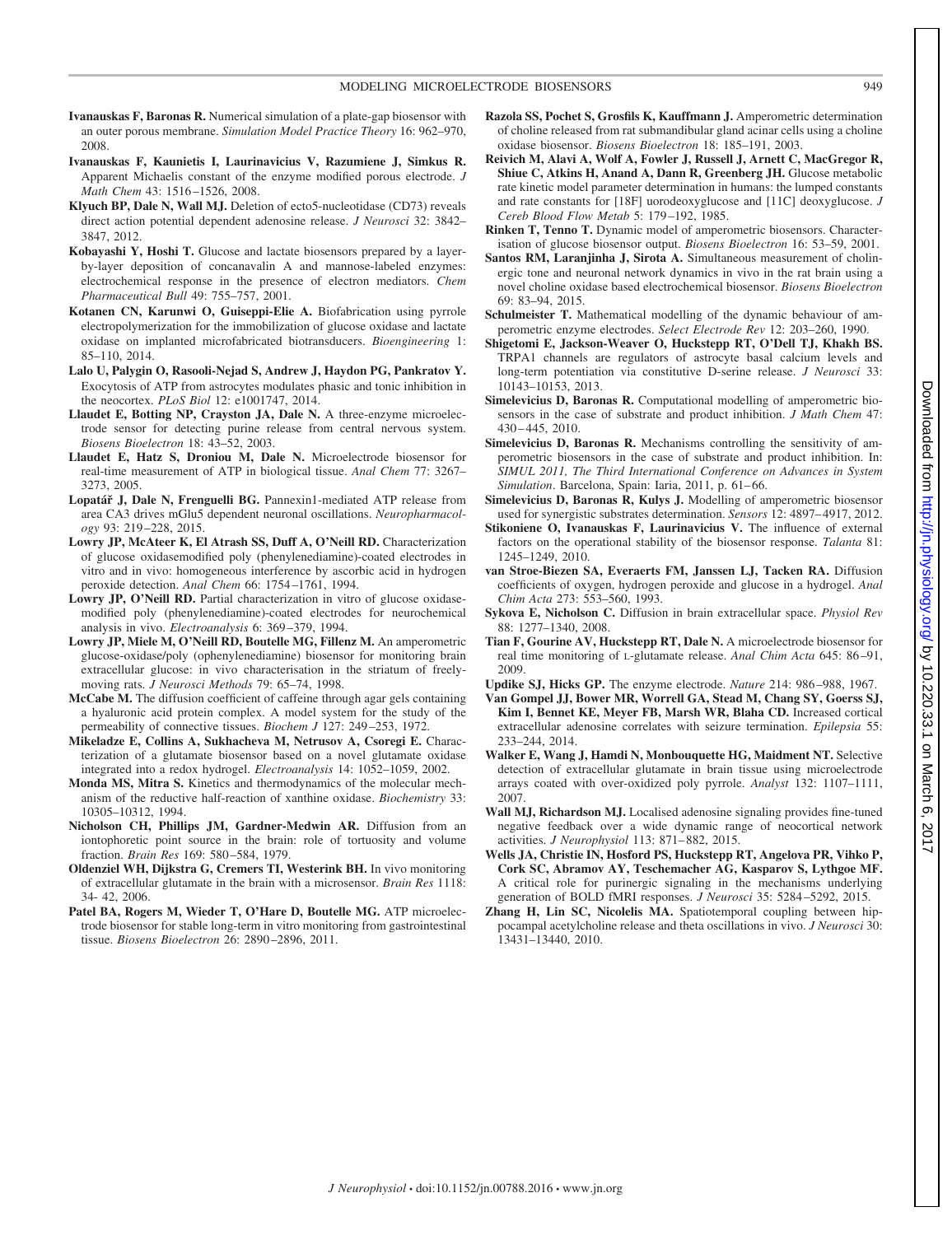**Ivanauskas F, Baronas R.** Numerical simulation of a plate-gap biosensor with an outer porous membrane. *Simulation Model Practice Theory* 16: 962–970, 2008.

**Ivanauskas F, Kaunietis I, Laurinavicius V, Razumiene J, Simkus R.** Apparent Michaelis constant of the enzyme modified porous electrode. *J Math Chem* 43: 1516–1526, 2008.

**Klyuch BP, Dale N, Wall MJ.** Deletion of ecto5-nucleotidase (CD73) reveals direct action potential dependent adenosine release. *J Neurosci* 32: 3842–3847, 2012.

**Kobayashi Y, Hoshi T.** Glucose and lactate biosensors prepared by a layer-by-layer deposition of concanavalin A and mannose-labeled enzymes: electrochemical response in the presence of electron mediators. *Chem Pharmaceutical Bull* 49: 755–757, 2001.

**Kotanen CN, Karunwi O, Guiseppi-Elie A.** Biofabrication using pyrrole electropolymerization for the immobilization of glucose oxidase and lactate oxidase on implanted microfabricated biotransducers. *Bioengineering* 1: 85–110, 2014.

**Lalo U, Palygin O, Rasooli-Nejad S, Andrew J, Haydon PG, Pankratov Y.** Exocytosis of ATP from astrocytes modulates phasic and tonic inhibition in the neocortex. *PLoS Biol* 12: e1001747, 2014.

**Llaudet E, Botting NP, Crayston JA, Dale N.** A three-enzyme microelectrode sensor for detecting purine release from central nervous system. *Biosens Bioelectron* 18: 43–52, 2003.

**Llaudet E, Hatz S, Droniou M, Dale N.** Microelectrode biosensor for real-time measurement of ATP in biological tissue. *Anal Chem* 77: 3267–3273, 2005.

**Lopatář J, Dale N, Frenguelli BG.** Pannexin1-mediated ATP release from area CA3 drives mGlu5 dependent neuronal oscillations. *Neuropharmacology* 93: 219–228, 2015.

**Lowry JP, McAteer K, El Atrash SS, Duff A, O'Neill RD.** Characterization of glucose oxidasemodified poly (phenylenediamine)-coated electrodes in vitro and in vivo: homogeneous interference by ascorbic acid in hydrogen peroxide detection. *Anal Chem* 66: 1754–1761, 1994.

**Lowry JP, O'Neill RD.** Partial characterization in vitro of glucose oxidase-modified poly (phenylenediamine)-coated electrodes for neurochemical analysis in vivo. *Electroanalysis* 6: 369–379, 1994.

**Lowry JP, Miele M, O'Neill RD, Boutelle MG, Fillenz M.** An amperometric glucose-oxidase/poly (ophenylenediamine) biosensor for monitoring brain extracellular glucose: in vivo characterisation in the striatum of freely-moving rats. *J Neurosci Methods* 79: 65–74, 1998.

**McCabe M.** The diffusion coefficient of caffeine through agar gels containing a hyaluronic acid protein complex. A model system for the study of the permeability of connective tissues. *Biochem J* 127: 249–253, 1972.

**Mikeladze E, Collins A, Sukhacheva M, Netrusov A, Csoregi E.** Characterization of a glutamate biosensor based on a novel glutamate oxidase integrated into a redox hydrogel. *Electroanalysis* 14: 1052–1059, 2002.

**Monda MS, Mitra S.** Kinetics and thermodynamics of the molecular mechanism of the reductive half-reaction of xanthine oxidase. *Biochemistry* 33: 10305–10312, 1994.

**Nicholson CH, Phillips JM, Gardner-Medwin AR.** Diffusion from an iontophoretic point source in the brain: role of tortuosity and volume fraction. *Brain Res* 169: 580–584, 1979.

**Oldenziel WH, Dijkstra G, Cremers TI, Westerink BH.** In vivo monitoring of extracellular glutamate in the brain with a microsensor. *Brain Res* 1118: 34- 42, 2006.

**Patel BA, Rogers M, Wieder T, O'Hare D, Boutelle MG.** ATP microelectrode biosensor for stable long-term in vitro monitoring from gastrointestinal tissue. *Biosens Bioelectron* 26: 2890–2896, 2011.

**Razola SS, Pochet S, Grosfils K, Kauffmann J.** Amperometric determination of choline released from rat submandibular gland acinar cells using a choline oxidase biosensor. *Biosens Bioelectron* 18: 185–191, 2003.

**Reivich M, Alavi A, Wolf A, Fowler J, Russell J, Arnett C, MacGregor R, Shiue C, Atkins H, Anand A, Dann R, Greenberg JH.** Glucose metabolic rate kinetic model parameter determination in humans: the lumped constants and rate constants for [18F] uorodeoxyglucose and [11C] deoxyglucose. *J Cereb Blood Flow Metab* 5: 179–192, 1985.

**Rinken T, Tenno T.** Dynamic model of amperometric biosensors. Characterisation of glucose biosensor output. *Biosens Bioelectron* 16: 53–59, 2001.

**Santos RM, Laranjinha J, Sirota A.** Simultaneous measurement of cholinergic tone and neuronal network dynamics in vivo in the rat brain using a novel choline oxidase based electrochemical biosensor. *Biosens Bioelectron* 69: 83–94, 2015.

**Schulmeister T.** Mathematical modelling of the dynamic behaviour of amperometric enzyme electrodes. *Select Electrode Rev* 12: 203–260, 1990.

**Shigetomi E, Jackson-Weaver O, Huckstepp RT, O'Dell TJ, Khakh BS.** TRPA1 channels are regulators of astrocyte basal calcium levels and long-term potentiation via constitutive D-serine release. *J Neurosci* 33: 10143–10153, 2013.

**Simelevicius D, Baronas R.** Computational modelling of amperometric biosensors in the case of substrate and product inhibition. *J Math Chem* 47: 430–445, 2010.

**Simelevicius D, Baronas R.** Mechanisms controlling the sensitivity of amperometric biosensors in the case of substrate and product inhibition. In: *SIMUL 2011, The Third International Conference on Advances in System Simulation*. Barcelona, Spain: Iaria, 2011, p. 61–66.

**Simelevicius D, Baronas R, Kulys J.** Modelling of amperometric biosensor used for synergistic substrates determination. *Sensors* 12: 4897–4917, 2012.

**Stikoniene O, Ivanauskas F, Laurinavicius V.** The influence of external factors on the operational stability of the biosensor response. *Talanta* 81: 1245–1249, 2010.

**van Stroe-Biezen SA, Everaerts FM, Janssen LJ, Tacken RA.** Diffusion coefficients of oxygen, hydrogen peroxide and glucose in a hydrogel. *Anal Chim Acta* 273: 553–560, 1993.

**Sykova E, Nicholson C.** Diffusion in brain extracellular space. *Physiol Rev* 88: 1277–1340, 2008.

**Tian F, Gourine AV, Huckstepp RT, Dale N.** A microelectrode biosensor for real time monitoring of L-glutamate release. *Anal Chim Acta* 645: 86–91, 2009.

**Updike SJ, Hicks GP.** The enzyme electrode. *Nature* 214: 986–988, 1967.

**Van Gompel JJ, Bower MR, Worrell GA, Stead M, Chang SY, Goerss SJ, Kim I, Bennet KE, Meyer FB, Marsh WR, Blaha CD.** Increased cortical extracellular adenosine correlates with seizure termination. *Epilepsia* 55: 233–244, 2014.

**Walker E, Wang J, Hamdi N, Monbouquette HG, Maidment NT.** Selective detection of extracellular glutamate in brain tissue using microelectrode arrays coated with over-oxidized poly pyrrole. *Analyst* 132: 1107–1111, 2007.

**Wall MJ, Richardson MJ.** Localised adenosine signaling provides fine-tuned negative feedback over a wide dynamic range of neocortical network activities. *J Neurophysiol* 113: 871–882, 2015.

**Wells JA, Christie IN, Hosford PS, Huckstepp RT, Angelova PR, Vihko P, Cork SC, Abramov AY, Teschemacher AG, Kasparov S, Lythgoe MF.** A critical role for purinergic signaling in the mechanisms underlying generation of BOLD fMRI responses. *J Neurosci* 35: 5284–5292, 2015.

**Zhang H, Lin SC, Nicolelis MA.** Spatiotemporal coupling between hippocampal acetylcholine release and theta oscillations in vivo. *J Neurosci* 30: 13431–13440, 2010.